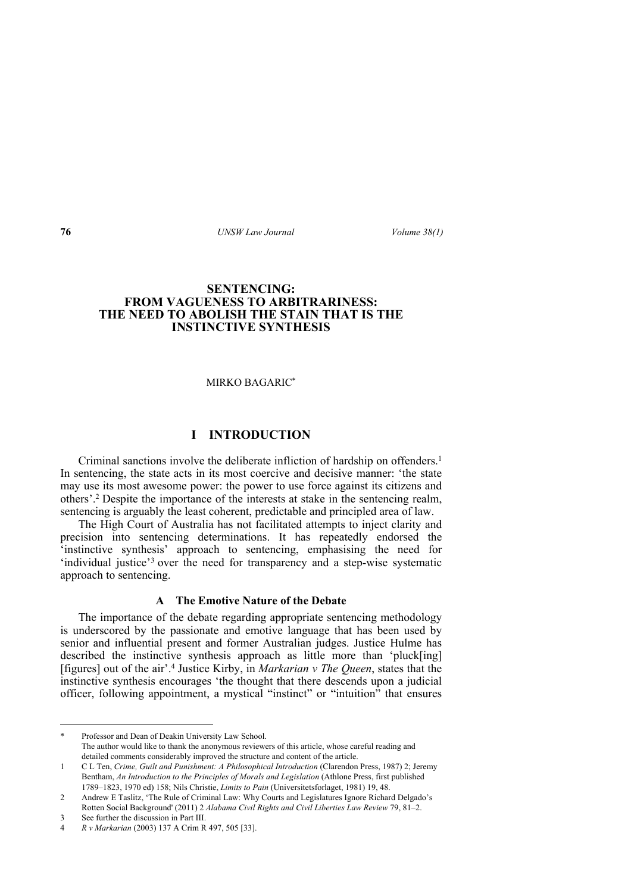# SENTENCING: FROM VAGUENESS TO ARBITRARINESS: THE NEED TO ABOLISH THE STAIN THAT IS THE INSTINCTIVE SYNTHESIS

MIRKO BAGARIC*

## I INTRODUCTION

Criminal sanctions involve the deliberate infliction of hardship on offenders.[1] In sentencing, the state acts in its most coercive and decisive manner: 'the state may use its most awesome power: the power to use force against its citizens and others'.[2] Despite the importance of the interests at stake in the sentencing realm, sentencing is arguably the least coherent, predictable and principled area of law.

The High Court of Australia has not facilitated attempts to inject clarity and precision into sentencing determinations. It has repeatedly endorsed the 'instinctive synthesis' approach to sentencing, emphasising the need for 'individual justice'[3] over the need for transparency and a step-wise systematic approach to sentencing.

### A The Emotive Nature of the Debate

The importance of the debate regarding appropriate sentencing methodology is underscored by the passionate and emotive language that has been used by senior and influential present and former Australian judges. Justice Hulme has described the instinctive synthesis approach as little more than 'pluck[ing] [figures] out of the air'.[4] Justice Kirby, in *Markarian v The Queen*, states that the instinctive synthesis encourages 'the thought that there descends upon a judicial officer, following appointment, a mystical "instinct" or "intuition" that ensures

---

\* Professor and Dean of Deakin University Law School.
The author would like to thank the anonymous reviewers of this article, whose careful reading and detailed comments considerably improved the structure and content of the article.

1 C L Ten, *Crime, Guilt and Punishment: A Philosophical Introduction* (Clarendon Press, 1987) 2; Jeremy Bentham, *An Introduction to the Principles of Morals and Legislation* (Athlone Press, first published 1789–1823, 1970 ed) 158; Nils Christie, *Limits to Pain* (Universitetsforlaget, 1981) 19, 48.

2 Andrew E Taslitz, 'The Rule of Criminal Law: Why Courts and Legislatures Ignore Richard Delgado's Rotten Social Background' (2011) 2 *Alabama Civil Rights and Civil Liberties Law Review* 79, 81–2.

3 See further the discussion in Part III.

4 *R v Markarian* (2003) 137 A Crim R 497, 505 [33].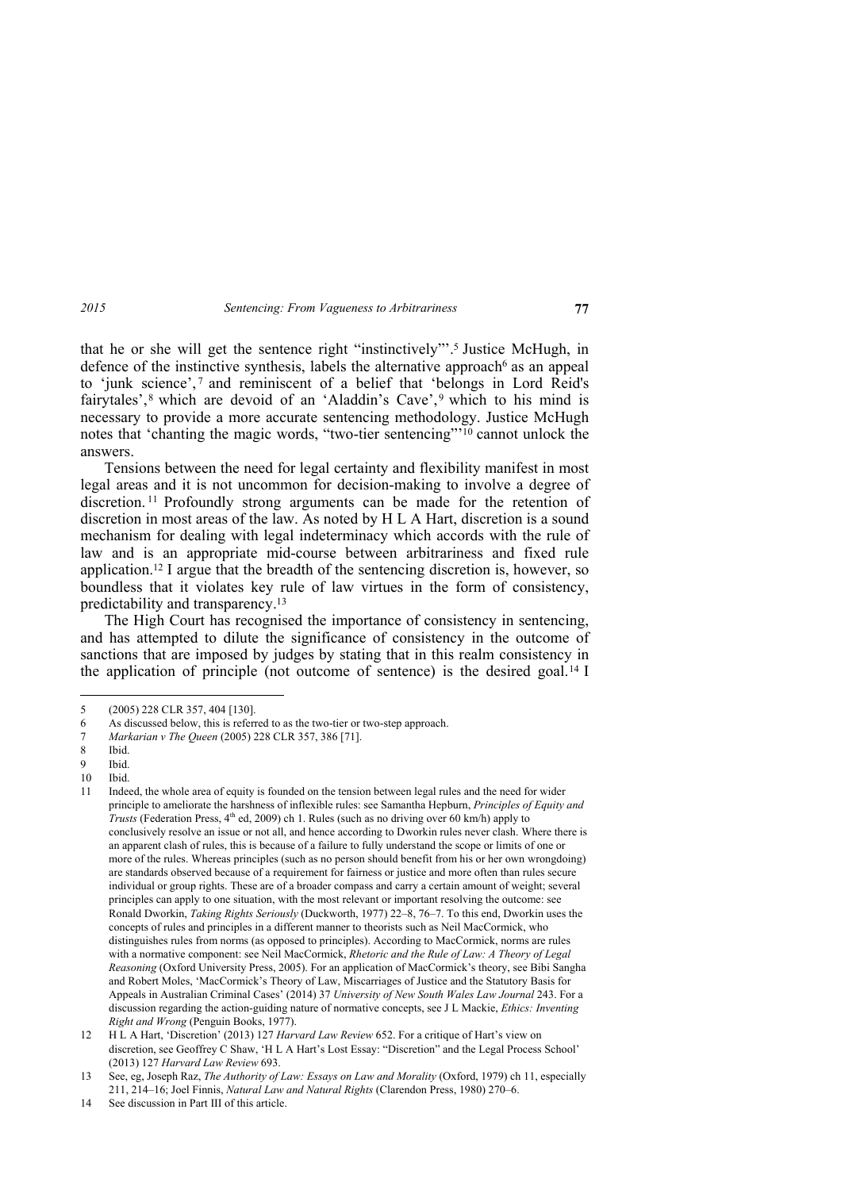that he or she will get the sentence right "instinctively"'.[5] Justice McHugh, in defence of the instinctive synthesis, labels the alternative approach[6] as an appeal to 'junk science',[7] and reminiscent of a belief that 'belongs in Lord Reid's fairytales',[8] which are devoid of an 'Aladdin's Cave',[9] which to his mind is necessary to provide a more accurate sentencing methodology. Justice McHugh notes that 'chanting the magic words, "two-tier sentencing"'[10] cannot unlock the answers.

Tensions between the need for legal certainty and flexibility manifest in most legal areas and it is not uncommon for decision-making to involve a degree of discretion.[11] Profoundly strong arguments can be made for the retention of discretion in most areas of the law. As noted by H L A Hart, discretion is a sound mechanism for dealing with legal indeterminacy which accords with the rule of law and is an appropriate mid-course between arbitrariness and fixed rule application.[12] I argue that the breadth of the sentencing discretion is, however, so boundless that it violates key rule of law virtues in the form of consistency, predictability and transparency.[13]

The High Court has recognised the importance of consistency in sentencing, and has attempted to dilute the significance of consistency in the outcome of sanctions that are imposed by judges by stating that in this realm consistency in the application of principle (not outcome of sentence) is the desired goal.[14] I

---

5 (2005) 228 CLR 357, 404 [130].

6 As discussed below, this is referred to as the two-tier or two-step approach.

7 *Markarian v The Queen* (2005) 228 CLR 357, 386 [71].

8 Ibid.

9 Ibid.

10 Ibid.

11 Indeed, the whole area of equity is founded on the tension between legal rules and the need for wider principle to ameliorate the harshness of inflexible rules: see Samantha Hepburn, *Principles of Equity and Trusts* (Federation Press, 4th ed, 2009) ch 1. Rules (such as no driving over 60 km/h) apply to conclusively resolve an issue or not all, and hence according to Dworkin rules never clash. Where there is an apparent clash of rules, this is because of a failure to fully understand the scope or limits of one or more of the rules. Whereas principles (such as no person should benefit from his or her own wrongdoing) are standards observed because of a requirement for fairness or justice and more often than rules secure individual or group rights. These are of a broader compass and carry a certain amount of weight; several principles can apply to one situation, with the most relevant or important resolving the outcome: see Ronald Dworkin, *Taking Rights Seriously* (Duckworth, 1977) 22–8, 76–7. To this end, Dworkin uses the concepts of rules and principles in a different manner to theorists such as Neil MacCormick, who distinguishes rules from norms (as opposed to principles). According to MacCormick, norms are rules with a normative component: see Neil MacCormick, *Rhetoric and the Rule of Law: A Theory of Legal Reasoning* (Oxford University Press, 2005). For an application of MacCormick's theory, see Bibi Sangha and Robert Moles, 'MacCormick's Theory of Law, Miscarriages of Justice and the Statutory Basis for Appeals in Australian Criminal Cases' (2014) 37 *University of New South Wales Law Journal* 243. For a discussion regarding the action-guiding nature of normative concepts, see J L Mackie, *Ethics: Inventing Right and Wrong* (Penguin Books, 1977).

12 H L A Hart, 'Discretion' (2013) 127 *Harvard Law Review* 652. For a critique of Hart's view on discretion, see Geoffrey C Shaw, 'H L A Hart's Lost Essay: "Discretion" and the Legal Process School' (2013) 127 *Harvard Law Review* 693.

13 See, eg, Joseph Raz, *The Authority of Law: Essays on Law and Morality* (Oxford, 1979) ch 11, especially 211, 214–16; Joel Finnis, *Natural Law and Natural Rights* (Clarendon Press, 1980) 270–6.

14 See discussion in Part III of this article.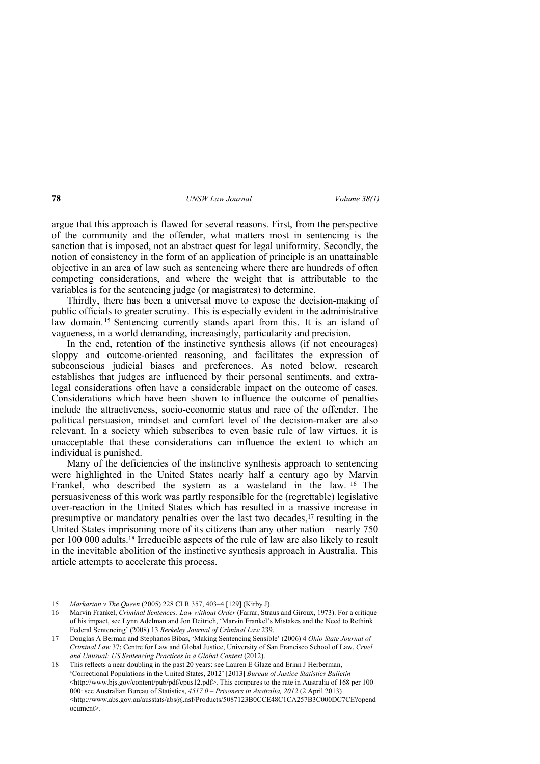argue that this approach is flawed for several reasons. First, from the perspective of the community and the offender, what matters most in sentencing is the sanction that is imposed, not an abstract quest for legal uniformity. Secondly, the notion of consistency in the form of an application of principle is an unattainable objective in an area of law such as sentencing where there are hundreds of often competing considerations, and where the weight that is attributable to the variables is for the sentencing judge (or magistrates) to determine.

Thirdly, there has been a universal move to expose the decision-making of public officials to greater scrutiny. This is especially evident in the administrative law domain.[15] Sentencing currently stands apart from this. It is an island of vagueness, in a world demanding, increasingly, particularity and precision.

In the end, retention of the instinctive synthesis allows (if not encourages) sloppy and outcome-oriented reasoning, and facilitates the expression of subconscious judicial biases and preferences. As noted below, research establishes that judges are influenced by their personal sentiments, and extra-legal considerations often have a considerable impact on the outcome of cases. Considerations which have been shown to influence the outcome of penalties include the attractiveness, socio-economic status and race of the offender. The political persuasion, mindset and comfort level of the decision-maker are also relevant. In a society which subscribes to even basic rule of law virtues, it is unacceptable that these considerations can influence the extent to which an individual is punished.

Many of the deficiencies of the instinctive synthesis approach to sentencing were highlighted in the United States nearly half a century ago by Marvin Frankel, who described the system as a wasteland in the law.[16] The persuasiveness of this work was partly responsible for the (regrettable) legislative over-reaction in the United States which has resulted in a massive increase in presumptive or mandatory penalties over the last two decades,[17] resulting in the United States imprisoning more of its citizens than any other nation – nearly 750 per 100 000 adults.[18] Irreducible aspects of the rule of law are also likely to result in the inevitable abolition of the instinctive synthesis approach in Australia. This article attempts to accelerate this process.

---

15 *Markarian v The Queen* (2005) 228 CLR 357, 403–4 [129] (Kirby J).

16 Marvin Frankel, *Criminal Sentences: Law without Order* (Farrar, Straus and Giroux, 1973). For a critique of his impact, see Lynn Adelman and Jon Deitrich, 'Marvin Frankel's Mistakes and the Need to Rethink Federal Sentencing' (2008) 13 *Berkeley Journal of Criminal Law* 239.

17 Douglas A Berman and Stephanos Bibas, 'Making Sentencing Sensible' (2006) 4 *Ohio State Journal of Criminal Law* 37; Centre for Law and Global Justice, University of San Francisco School of Law, *Cruel and Unusual: US Sentencing Practices in a Global Context* (2012).

18 This reflects a near doubling in the past 20 years: see Lauren E Glaze and Erinn J Herberman, 'Correctional Populations in the United States, 2012' [2013] *Bureau of Justice Statistics Bulletin* <http://www.bjs.gov/content/pub/pdf/cpus12.pdf>. This compares to the rate in Australia of 168 per 100 000: see Australian Bureau of Statistics, *4517.0 – Prisoners in Australia, 2012* (2 April 2013) <http://www.abs.gov.au/ausstats/abs@.nsf/Products/5087123B0CCE48C1CA257B3C000DC7CE?opendocument>.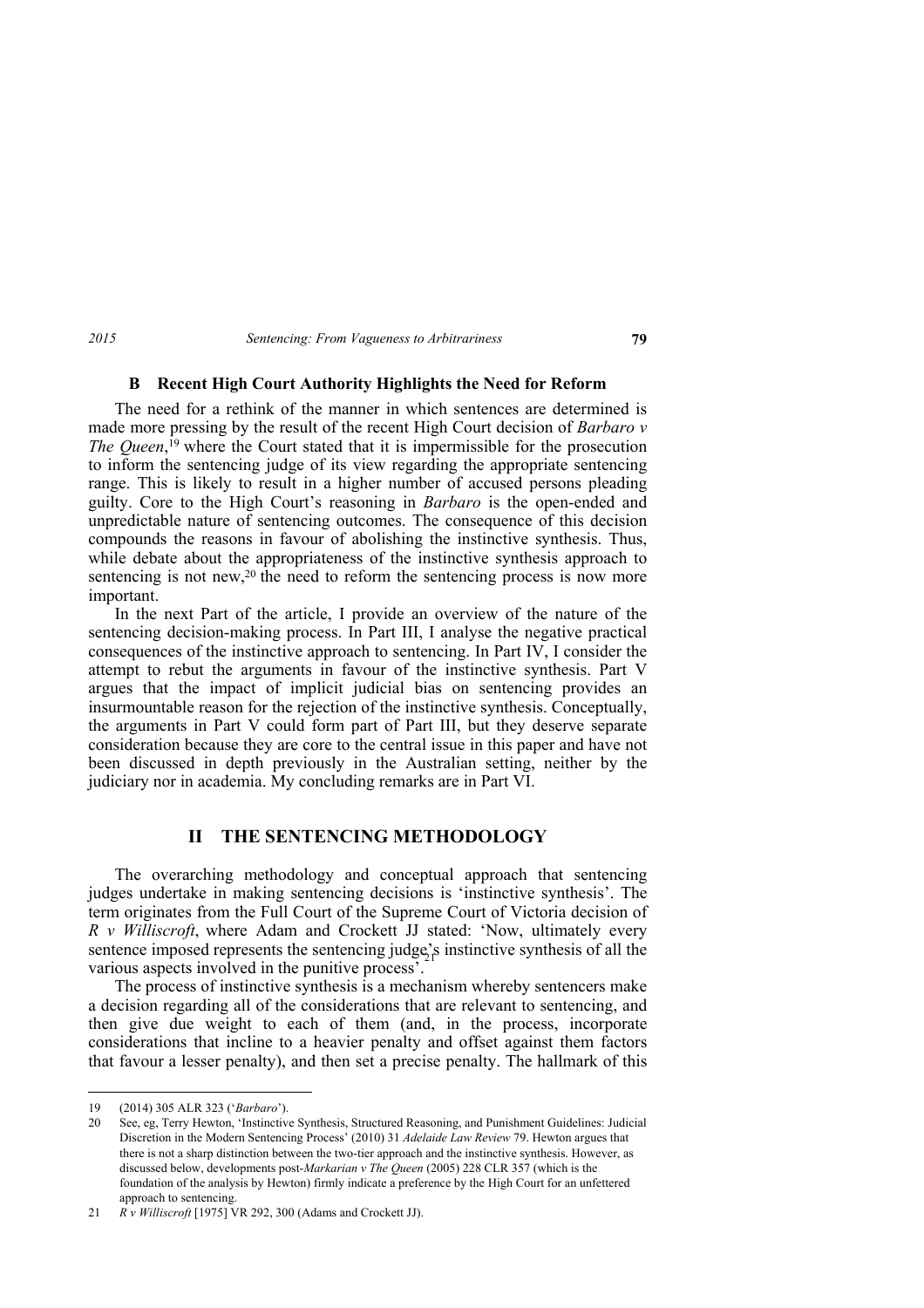### B Recent High Court Authority Highlights the Need for Reform

The need for a rethink of the manner in which sentences are determined is made more pressing by the result of the recent High Court decision of *Barbaro v The Queen*,[19] where the Court stated that it is impermissible for the prosecution to inform the sentencing judge of its view regarding the appropriate sentencing range. This is likely to result in a higher number of accused persons pleading guilty. Core to the High Court's reasoning in *Barbaro* is the open-ended and unpredictable nature of sentencing outcomes. The consequence of this decision compounds the reasons in favour of abolishing the instinctive synthesis. Thus, while debate about the appropriateness of the instinctive synthesis approach to sentencing is not new,[20] the need to reform the sentencing process is now more important.

In the next Part of the article, I provide an overview of the nature of the sentencing decision-making process. In Part III, I analyse the negative practical consequences of the instinctive approach to sentencing. In Part IV, I consider the attempt to rebut the arguments in favour of the instinctive synthesis. Part V argues that the impact of implicit judicial bias on sentencing provides an insurmountable reason for the rejection of the instinctive synthesis. Conceptually, the arguments in Part V could form part of Part III, but they deserve separate consideration because they are core to the central issue in this paper and have not been discussed in depth previously in the Australian setting, neither by the judiciary nor in academia. My concluding remarks are in Part VI.

## II THE SENTENCING METHODOLOGY

The overarching methodology and conceptual approach that sentencing judges undertake in making sentencing decisions is 'instinctive synthesis'. The term originates from the Full Court of the Supreme Court of Victoria decision of *R v Williscroft*, where Adam and Crockett JJ stated: 'Now, ultimately every sentence imposed represents the sentencing judge's instinctive synthesis of all the various aspects involved in the punitive process'.[21]

The process of instinctive synthesis is a mechanism whereby sentencers make a decision regarding all of the considerations that are relevant to sentencing, and then give due weight to each of them (and, in the process, incorporate considerations that incline to a heavier penalty and offset against them factors that favour a lesser penalty), and then set a precise penalty. The hallmark of this

---

19 (2014) 305 ALR 323 ('*Barbaro*').

20 See, eg, Terry Hewton, 'Instinctive Synthesis, Structured Reasoning, and Punishment Guidelines: Judicial Discretion in the Modern Sentencing Process' (2010) 31 *Adelaide Law Review* 79. Hewton argues that there is not a sharp distinction between the two-tier approach and the instinctive synthesis. However, as discussed below, developments post-*Markarian v The Queen* (2005) 228 CLR 357 (which is the foundation of the analysis by Hewton) firmly indicate a preference by the High Court for an unfettered approach to sentencing.

21 *R v Williscroft* [1975] VR 292, 300 (Adams and Crockett JJ).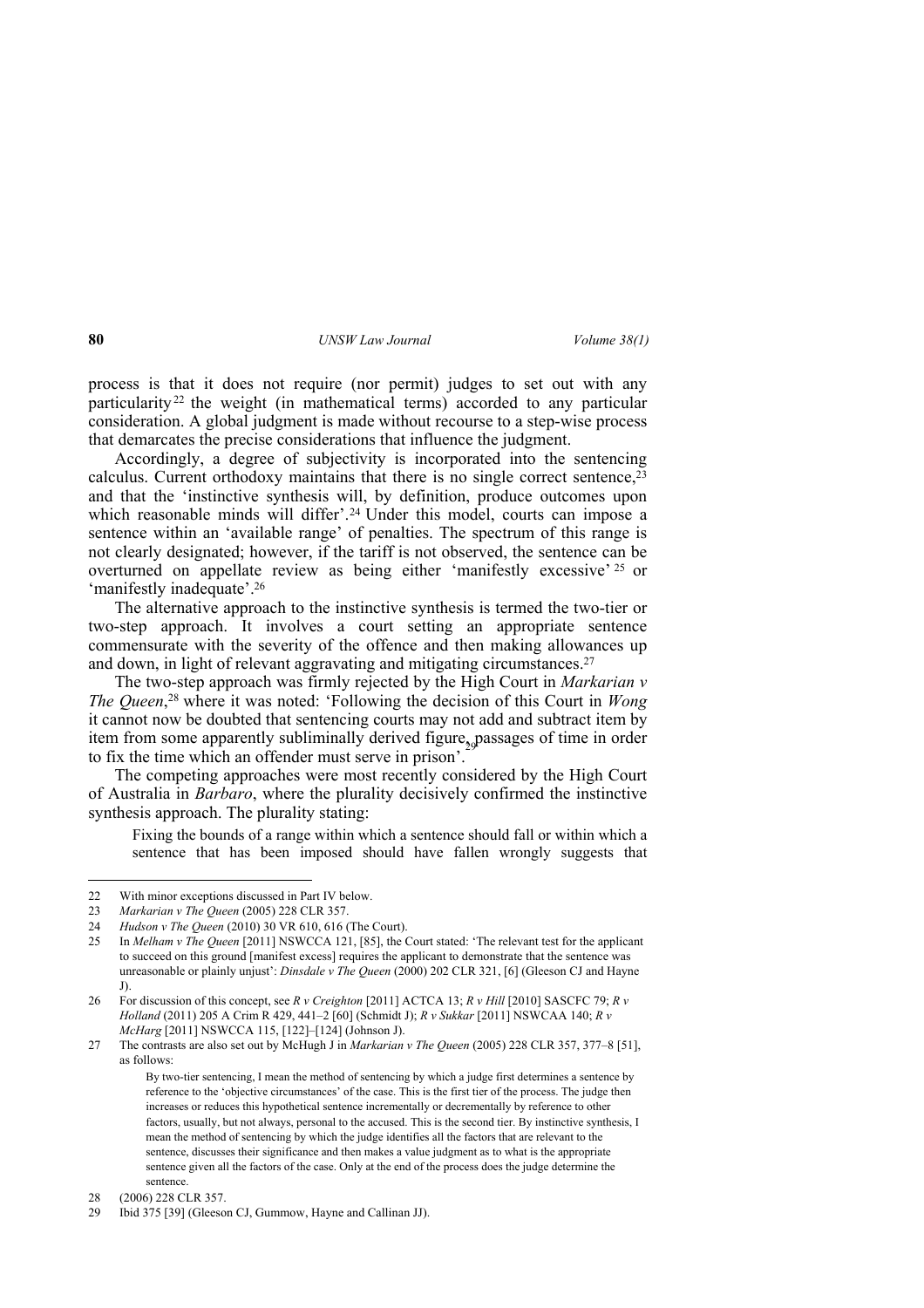process is that it does not require (nor permit) judges to set out with any particularity[22] the weight (in mathematical terms) accorded to any particular consideration. A global judgment is made without recourse to a step-wise process that demarcates the precise considerations that influence the judgment.

Accordingly, a degree of subjectivity is incorporated into the sentencing calculus. Current orthodoxy maintains that there is no single correct sentence,[23] and that the 'instinctive synthesis will, by definition, produce outcomes upon which reasonable minds will differ'.[24] Under this model, courts can impose a sentence within an 'available range' of penalties. The spectrum of this range is not clearly designated; however, if the tariff is not observed, the sentence can be overturned on appellate review as being either 'manifestly excessive'[25] or 'manifestly inadequate'.[26]

The alternative approach to the instinctive synthesis is termed the two-tier or two-step approach. It involves a court setting an appropriate sentence commensurate with the severity of the offence and then making allowances up and down, in light of relevant aggravating and mitigating circumstances.[27]

The two-step approach was firmly rejected by the High Court in *Markarian v The Queen*,[28] where it was noted: 'Following the decision of this Court in *Wong* it cannot now be doubted that sentencing courts may not add and subtract item by item from some apparently subliminally derived figure, passages of time in order to fix the time which an offender must serve in prison'.[29]

The competing approaches were most recently considered by the High Court of Australia in *Barbaro*, where the plurality decisively confirmed the instinctive synthesis approach. The plurality stating:

> Fixing the bounds of a range within which a sentence should fall or within which a sentence that has been imposed should have fallen wrongly suggests that

---

22 With minor exceptions discussed in Part IV below.

23 *Markarian v The Queen* (2005) 228 CLR 357.

24 *Hudson v The Queen* (2010) 30 VR 610, 616 (The Court).

25 In *Melham v The Queen* [2011] NSWCCA 121, [85], the Court stated: 'The relevant test for the applicant to succeed on this ground [manifest excess] requires the applicant to demonstrate that the sentence was unreasonable or plainly unjust': *Dinsdale v The Queen* (2000) 202 CLR 321, [6] (Gleeson CJ and Hayne J).

26 For discussion of this concept, see *R v Creighton* [2011] ACTCA 13; *R v Hill* [2010] SASCFC 79; *R v Holland* (2011) 205 A Crim R 429, 441–2 [60] (Schmidt J); *R v Sukkar* [2011] NSWCAA 140; *R v McHarg* [2011] NSWCCA 115, [122]–[124] (Johnson J).

27 The contrasts are also set out by McHugh J in *Markarian v The Queen* (2005) 228 CLR 357, 377–8 [51], as follows:

> By two-tier sentencing, I mean the method of sentencing by which a judge first determines a sentence by reference to the 'objective circumstances' of the case. This is the first tier of the process. The judge then increases or reduces this hypothetical sentence incrementally or decrementally by reference to other factors, usually, but not always, personal to the accused. This is the second tier. By instinctive synthesis, I mean the method of sentencing by which the judge identifies all the factors that are relevant to the sentence, discusses their significance and then makes a value judgment as to what is the appropriate sentence given all the factors of the case. Only at the end of the process does the judge determine the sentence.

28 (2006) 228 CLR 357.

29 Ibid 375 [39] (Gleeson CJ, Gummow, Hayne and Callinan JJ).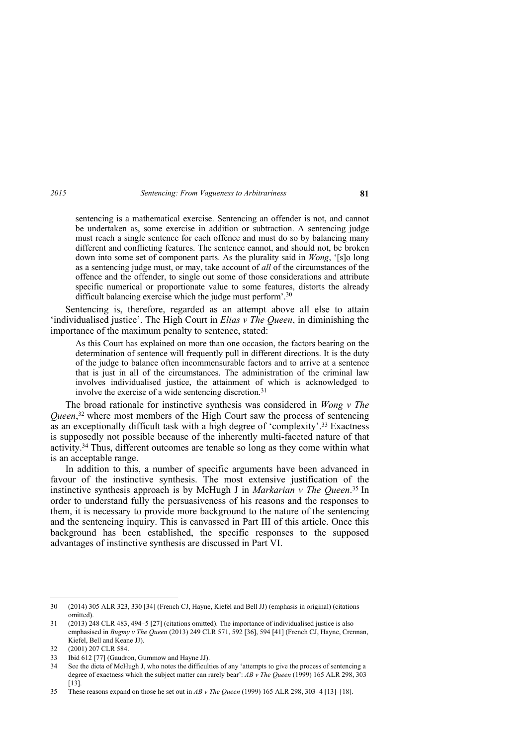> sentencing is a mathematical exercise. Sentencing an offender is not, and cannot be undertaken as, some exercise in addition or subtraction. A sentencing judge must reach a single sentence for each offence and must do so by balancing many different and conflicting features. The sentence cannot, and should not, be broken down into some set of component parts. As the plurality said in *Wong*, '[s]o long as a sentencing judge must, or may, take account of *all* of the circumstances of the offence and the offender, to single out some of those considerations and attribute specific numerical or proportionate value to some features, distorts the already difficult balancing exercise which the judge must perform'.[30]

Sentencing is, therefore, regarded as an attempt above all else to attain 'individualised justice'. The High Court in *Elias v The Queen*, in diminishing the importance of the maximum penalty to sentence, stated:

> As this Court has explained on more than one occasion, the factors bearing on the determination of sentence will frequently pull in different directions. It is the duty of the judge to balance often incommensurable factors and to arrive at a sentence that is just in all of the circumstances. The administration of the criminal law involves individualised justice, the attainment of which is acknowledged to involve the exercise of a wide sentencing discretion.[31]

The broad rationale for instinctive synthesis was considered in *Wong v The Queen*,[32] where most members of the High Court saw the process of sentencing as an exceptionally difficult task with a high degree of 'complexity'.[33] Exactness is supposedly not possible because of the inherently multi-faceted nature of that activity.[34] Thus, different outcomes are tenable so long as they come within what is an acceptable range.

In addition to this, a number of specific arguments have been advanced in favour of the instinctive synthesis. The most extensive justification of the instinctive synthesis approach is by McHugh J in *Markarian v The Queen*.[35] In order to understand fully the persuasiveness of his reasons and the responses to them, it is necessary to provide more background to the nature of the sentencing and the sentencing inquiry. This is canvassed in Part III of this article. Once this background has been established, the specific responses to the supposed advantages of instinctive synthesis are discussed in Part VI.

---

30 (2014) 305 ALR 323, 330 [34] (French CJ, Hayne, Kiefel and Bell JJ) (emphasis in original) (citations omitted).

31 (2013) 248 CLR 483, 494–5 [27] (citations omitted). The importance of individualised justice is also emphasised in *Bugmy v The Queen* (2013) 249 CLR 571, 592 [36], 594 [41] (French CJ, Hayne, Crennan, Kiefel, Bell and Keane JJ).

32 (2001) 207 CLR 584.

33 Ibid 612 [77] (Gaudron, Gummow and Hayne JJ).

34 See the dicta of McHugh J, who notes the difficulties of any 'attempts to give the process of sentencing a degree of exactness which the subject matter can rarely bear': *AB v The Queen* (1999) 165 ALR 298, 303 [13].

35 These reasons expand on those he set out in *AB v The Queen* (1999) 165 ALR 298, 303–4 [13]–[18].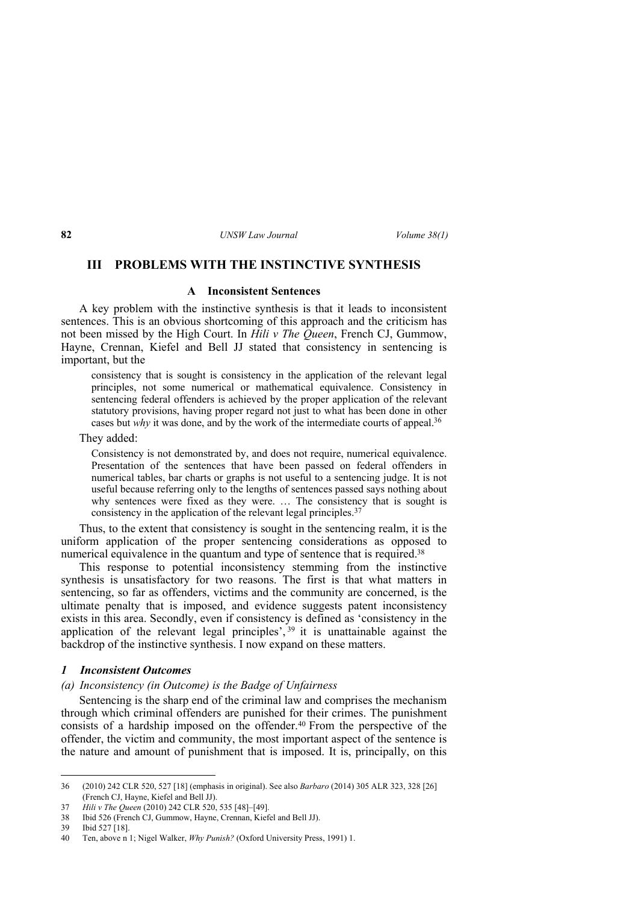## III PROBLEMS WITH THE INSTINCTIVE SYNTHESIS

### A Inconsistent Sentences

A key problem with the instinctive synthesis is that it leads to inconsistent sentences. This is an obvious shortcoming of this approach and the criticism has not been missed by the High Court. In *Hili v The Queen*, French CJ, Gummow, Hayne, Crennan, Kiefel and Bell JJ stated that consistency in sentencing is important, but the

> consistency that is sought is consistency in the application of the relevant legal principles, not some numerical or mathematical equivalence. Consistency in sentencing federal offenders is achieved by the proper application of the relevant statutory provisions, having proper regard not just to what has been done in other cases but *why* it was done, and by the work of the intermediate courts of appeal.[36]

They added:

> Consistency is not demonstrated by, and does not require, numerical equivalence. Presentation of the sentences that have been passed on federal offenders in numerical tables, bar charts or graphs is not useful to a sentencing judge. It is not useful because referring only to the lengths of sentences passed says nothing about why sentences were fixed as they were. … The consistency that is sought is consistency in the application of the relevant legal principles.[37]

Thus, to the extent that consistency is sought in the sentencing realm, it is the uniform application of the proper sentencing considerations as opposed to numerical equivalence in the quantum and type of sentence that is required.[38]

This response to potential inconsistency stemming from the instinctive synthesis is unsatisfactory for two reasons. The first is that what matters in sentencing, so far as offenders, victims and the community are concerned, is the ultimate penalty that is imposed, and evidence suggests patent inconsistency exists in this area. Secondly, even if consistency is defined as 'consistency in the application of the relevant legal principles',[39] it is unattainable against the backdrop of the instinctive synthesis. I now expand on these matters.

#### *1 Inconsistent Outcomes*

*(a) Inconsistency (in Outcome) is the Badge of Unfairness*

Sentencing is the sharp end of the criminal law and comprises the mechanism through which criminal offenders are punished for their crimes. The punishment consists of a hardship imposed on the offender.[40] From the perspective of the offender, the victim and community, the most important aspect of the sentence is the nature and amount of punishment that is imposed. It is, principally, on this

---

36 (2010) 242 CLR 520, 527 [18] (emphasis in original). See also *Barbaro* (2014) 305 ALR 323, 328 [26] (French CJ, Hayne, Kiefel and Bell JJ).

37 *Hili v The Queen* (2010) 242 CLR 520, 535 [48]–[49].

38 Ibid 526 (French CJ, Gummow, Hayne, Crennan, Kiefel and Bell JJ).

39 Ibid 527 [18].

40 Ten, above n 1; Nigel Walker, *Why Punish?* (Oxford University Press, 1991) 1.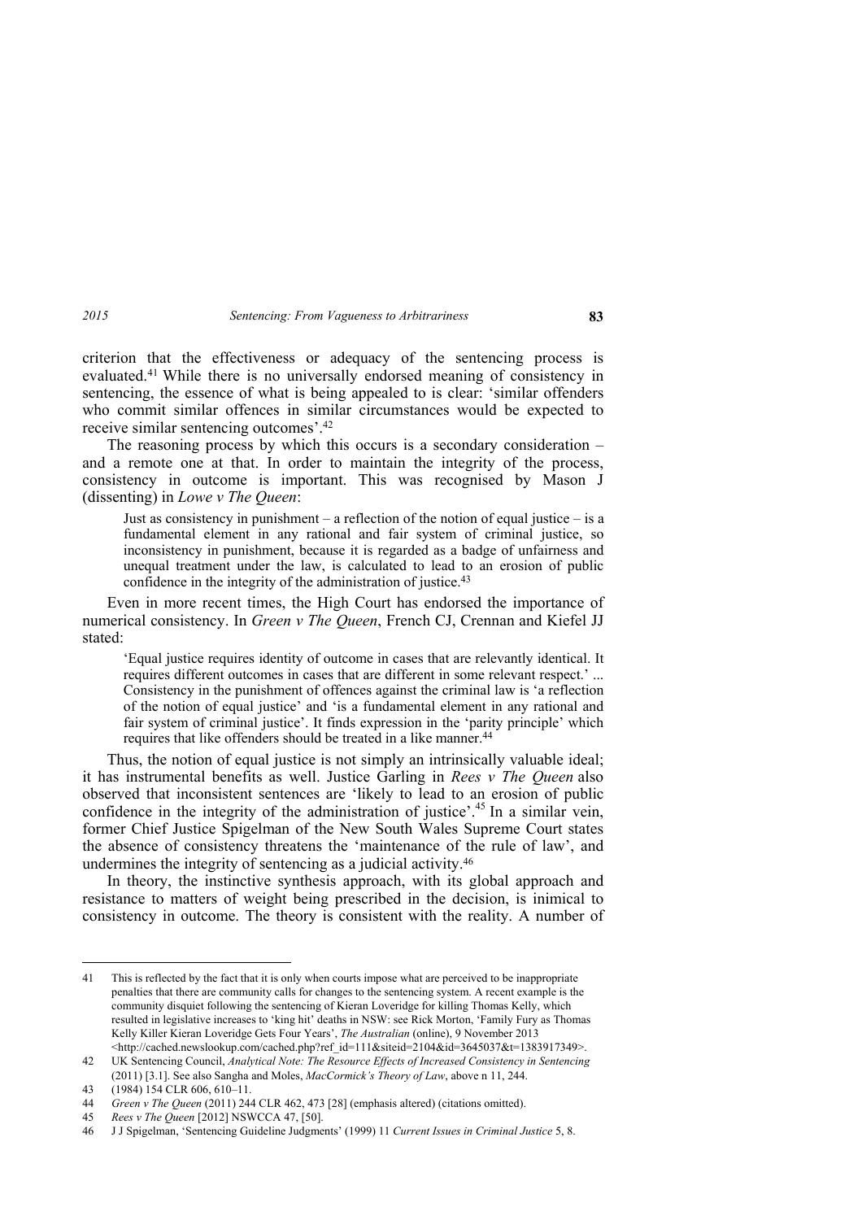criterion that the effectiveness or adequacy of the sentencing process is evaluated.[41] While there is no universally endorsed meaning of consistency in sentencing, the essence of what is being appealed to is clear: 'similar offenders who commit similar offences in similar circumstances would be expected to receive similar sentencing outcomes'.[42]

The reasoning process by which this occurs is a secondary consideration – and a remote one at that. In order to maintain the integrity of the process, consistency in outcome is important. This was recognised by Mason J (dissenting) in *Lowe v The Queen*:

> Just as consistency in punishment – a reflection of the notion of equal justice – is a fundamental element in any rational and fair system of criminal justice, so inconsistency in punishment, because it is regarded as a badge of unfairness and unequal treatment under the law, is calculated to lead to an erosion of public confidence in the integrity of the administration of justice.[43]

Even in more recent times, the High Court has endorsed the importance of numerical consistency. In *Green v The Queen*, French CJ, Crennan and Kiefel JJ stated:

> 'Equal justice requires identity of outcome in cases that are relevantly identical. It requires different outcomes in cases that are different in some relevant respect.' ... Consistency in the punishment of offences against the criminal law is 'a reflection of the notion of equal justice' and 'is a fundamental element in any rational and fair system of criminal justice'. It finds expression in the 'parity principle' which requires that like offenders should be treated in a like manner.[44]

Thus, the notion of equal justice is not simply an intrinsically valuable ideal; it has instrumental benefits as well. Justice Garling in *Rees v The Queen* also observed that inconsistent sentences are 'likely to lead to an erosion of public confidence in the integrity of the administration of justice'.[45] In a similar vein, former Chief Justice Spigelman of the New South Wales Supreme Court states the absence of consistency threatens the 'maintenance of the rule of law', and undermines the integrity of sentencing as a judicial activity.[46]

In theory, the instinctive synthesis approach, with its global approach and resistance to matters of weight being prescribed in the decision, is inimical to consistency in outcome. The theory is consistent with the reality. A number of

---

41 This is reflected by the fact that it is only when courts impose what are perceived to be inappropriate penalties that there are community calls for changes to the sentencing system. A recent example is the community disquiet following the sentencing of Kieran Loveridge for killing Thomas Kelly, which resulted in legislative increases to 'king hit' deaths in NSW: see Rick Morton, 'Family Fury as Thomas Kelly Killer Kieran Loveridge Gets Four Years', *The Australian* (online), 9 November 2013 <http://cached.newslookup.com/cached.php?ref_id=111&siteid=2104&id=3645037&t=1383917349>.

42 UK Sentencing Council, *Analytical Note: The Resource Effects of Increased Consistency in Sentencing* (2011) [3.1]. See also Sangha and Moles, *MacCormick's Theory of Law*, above n 11, 244.

43 (1984) 154 CLR 606, 610–11.

44 *Green v The Queen* (2011) 244 CLR 462, 473 [28] (emphasis altered) (citations omitted).

45 *Rees v The Queen* [2012] NSWCCA 47, [50].

46 J J Spigelman, 'Sentencing Guideline Judgments' (1999) 11 *Current Issues in Criminal Justice* 5, 8.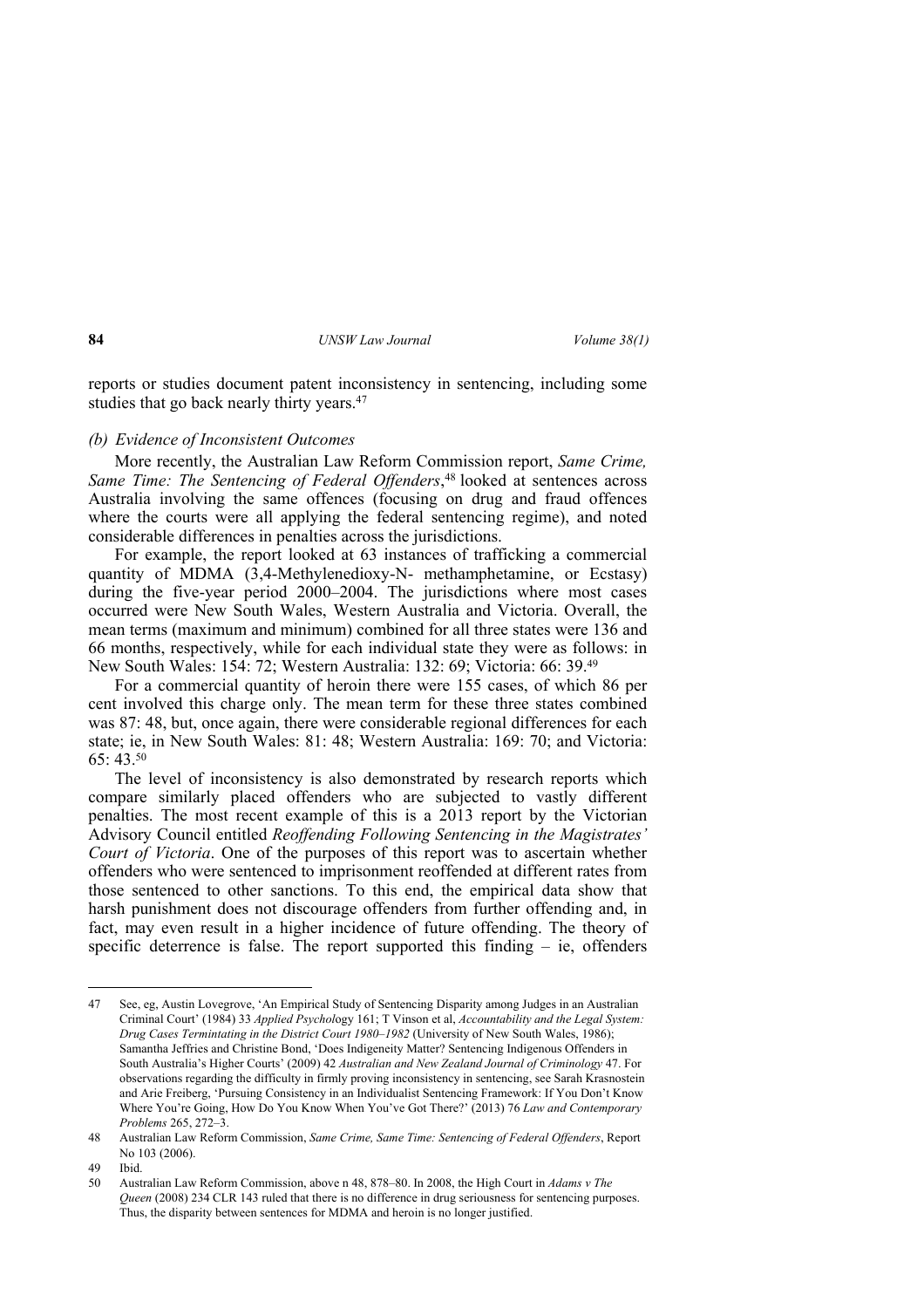reports or studies document patent inconsistency in sentencing, including some studies that go back nearly thirty years.[47]

#### *(b) Evidence of Inconsistent Outcomes*

More recently, the Australian Law Reform Commission report, *Same Crime, Same Time: The Sentencing of Federal Offenders*,[48] looked at sentences across Australia involving the same offences (focusing on drug and fraud offences where the courts were all applying the federal sentencing regime), and noted considerable differences in penalties across the jurisdictions.

For example, the report looked at 63 instances of trafficking a commercial quantity of MDMA (3,4-Methylenedioxy-N- methamphetamine, or Ecstasy) during the five-year period 2000–2004. The jurisdictions where most cases occurred were New South Wales, Western Australia and Victoria. Overall, the mean terms (maximum and minimum) combined for all three states were 136 and 66 months, respectively, while for each individual state they were as follows: in New South Wales: 154: 72; Western Australia: 132: 69; Victoria: 66: 39.[49]

For a commercial quantity of heroin there were 155 cases, of which 86 per cent involved this charge only. The mean term for these three states combined was 87: 48, but, once again, there were considerable regional differences for each state; ie, in New South Wales: 81: 48; Western Australia: 169: 70; and Victoria: 65: 43.[50]

The level of inconsistency is also demonstrated by research reports which compare similarly placed offenders who are subjected to vastly different penalties. The most recent example of this is a 2013 report by the Victorian Advisory Council entitled *Reoffending Following Sentencing in the Magistrates' Court of Victoria*. One of the purposes of this report was to ascertain whether offenders who were sentenced to imprisonment reoffended at different rates from those sentenced to other sanctions. To this end, the empirical data show that harsh punishment does not discourage offenders from further offending and, in fact, may even result in a higher incidence of future offending. The theory of specific deterrence is false. The report supported this finding – ie, offenders

---

47 See, eg, Austin Lovegrove, 'An Empirical Study of Sentencing Disparity among Judges in an Australian Criminal Court' (1984) 33 *Applied Psychol*ogy 161; T Vinson et al, *Accountability and the Legal System: Drug Cases Termintating in the District Court 1980–1982* (University of New South Wales, 1986); Samantha Jeffries and Christine Bond, 'Does Indigeneity Matter? Sentencing Indigenous Offenders in South Australia's Higher Courts' (2009) 42 *Australian and New Zealand Journal of Criminology* 47. For observations regarding the difficulty in firmly proving inconsistency in sentencing, see Sarah Krasnostein and Arie Freiberg, 'Pursuing Consistency in an Individualist Sentencing Framework: If You Don't Know Where You're Going, How Do You Know When You've Got There?' (2013) 76 *Law and Contemporary Problems* 265, 272–3.

48 Australian Law Reform Commission, *Same Crime, Same Time: Sentencing of Federal Offenders*, Report No 103 (2006).

49 Ibid.

50 Australian Law Reform Commission, above n 48, 878–80. In 2008, the High Court in *Adams v The Queen* (2008) 234 CLR 143 ruled that there is no difference in drug seriousness for sentencing purposes. Thus, the disparity between sentences for MDMA and heroin is no longer justified.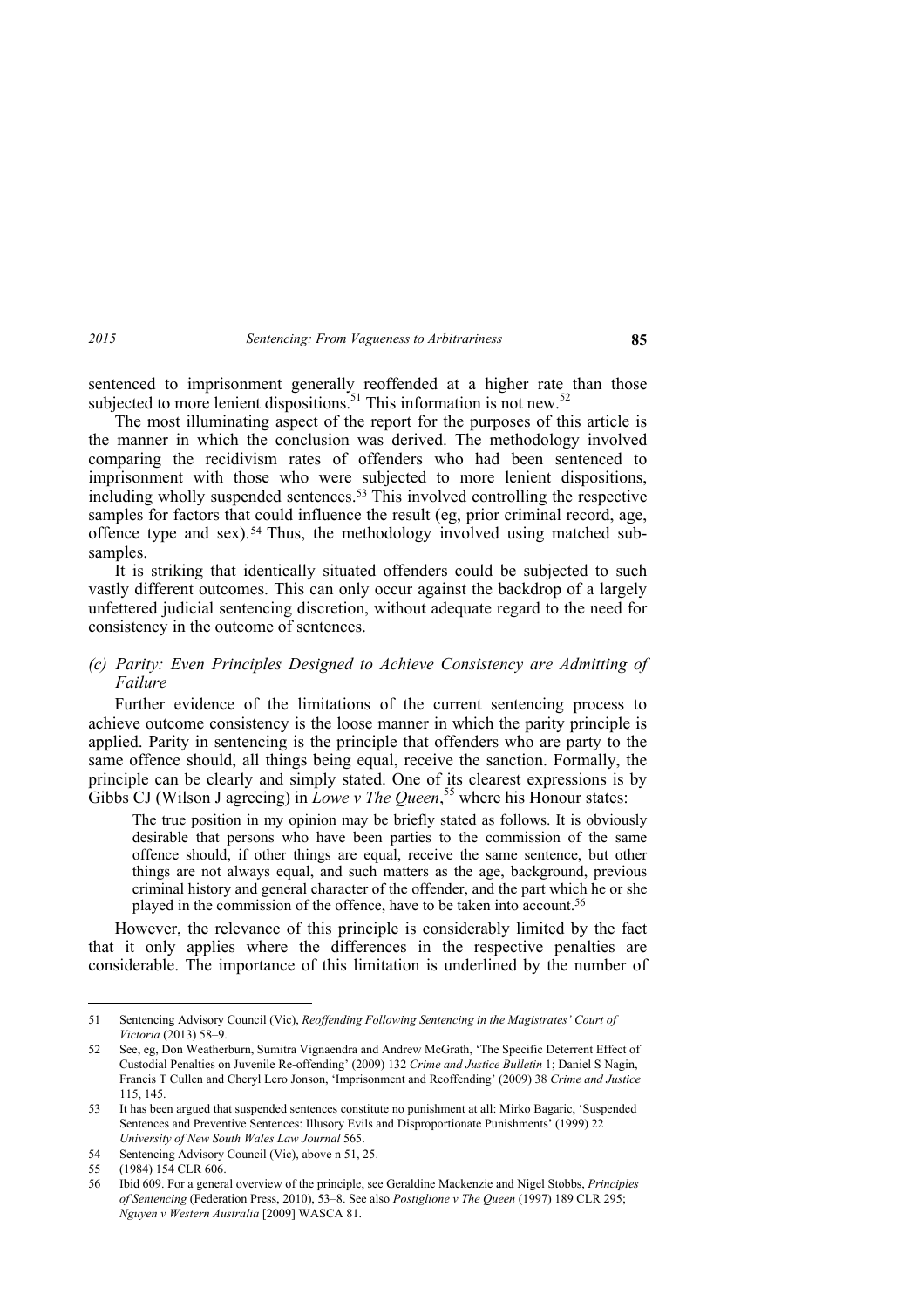sentenced to imprisonment generally reoffended at a higher rate than those subjected to more lenient dispositions.[51] This information is not new.[52]

The most illuminating aspect of the report for the purposes of this article is the manner in which the conclusion was derived. The methodology involved comparing the recidivism rates of offenders who had been sentenced to imprisonment with those who were subjected to more lenient dispositions, including wholly suspended sentences.[53] This involved controlling the respective samples for factors that could influence the result (eg, prior criminal record, age, offence type and sex).[54] Thus, the methodology involved using matched sub-samples.

It is striking that identically situated offenders could be subjected to such vastly different outcomes. This can only occur against the backdrop of a largely unfettered judicial sentencing discretion, without adequate regard to the need for consistency in the outcome of sentences.

### *(c) Parity: Even Principles Designed to Achieve Consistency are Admitting of Failure*

Further evidence of the limitations of the current sentencing process to achieve outcome consistency is the loose manner in which the parity principle is applied. Parity in sentencing is the principle that offenders who are party to the same offence should, all things being equal, receive the sanction. Formally, the principle can be clearly and simply stated. One of its clearest expressions is by Gibbs CJ (Wilson J agreeing) in *Lowe v The Queen*,[55] where his Honour states:

> The true position in my opinion may be briefly stated as follows. It is obviously desirable that persons who have been parties to the commission of the same offence should, if other things are equal, receive the same sentence, but other things are not always equal, and such matters as the age, background, previous criminal history and general character of the offender, and the part which he or she played in the commission of the offence, have to be taken into account.[56]

However, the relevance of this principle is considerably limited by the fact that it only applies where the differences in the respective penalties are considerable. The importance of this limitation is underlined by the number of

---

51 Sentencing Advisory Council (Vic), *Reoffending Following Sentencing in the Magistrates' Court of Victoria* (2013) 58–9.

52 See, eg, Don Weatherburn, Sumitra Vignaendra and Andrew McGrath, 'The Specific Deterrent Effect of Custodial Penalties on Juvenile Re-offending' (2009) 132 *Crime and Justice Bulletin* 1; Daniel S Nagin, Francis T Cullen and Cheryl Lero Jonson, 'Imprisonment and Reoffending' (2009) 38 *Crime and Justice* 115, 145.

53 It has been argued that suspended sentences constitute no punishment at all: Mirko Bagaric, 'Suspended Sentences and Preventive Sentences: Illusory Evils and Disproportionate Punishments' (1999) 22 *University of New South Wales Law Journal* 565.

54 Sentencing Advisory Council (Vic), above n 51, 25.

55 (1984) 154 CLR 606.

56 Ibid 609. For a general overview of the principle, see Geraldine Mackenzie and Nigel Stobbs, *Principles of Sentencing* (Federation Press, 2010), 53–8. See also *Postiglione v The Queen* (1997) 189 CLR 295; *Nguyen v Western Australia* [2009] WASCA 81.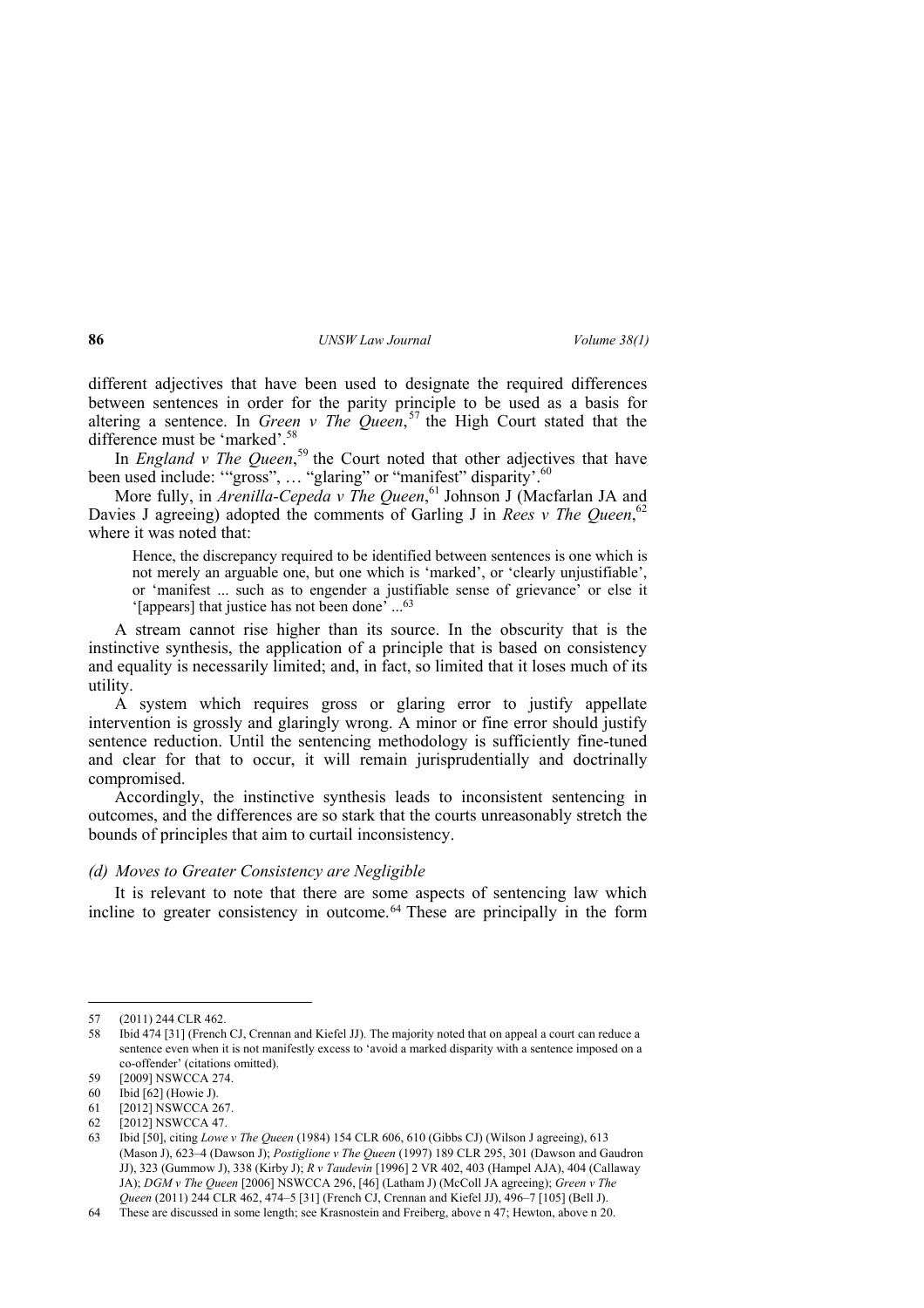different adjectives that have been used to designate the required differences between sentences in order for the parity principle to be used as a basis for altering a sentence. In *Green v The Queen*,[57] the High Court stated that the difference must be 'marked'.[58]

In *England v The Queen*,[59] the Court noted that other adjectives that have been used include: '"gross", … "glaring" or "manifest" disparity'.[60]

More fully, in *Arenilla-Cepeda v The Queen*,[61] Johnson J (Macfarlan JA and Davies J agreeing) adopted the comments of Garling J in *Rees v The Queen*,[62] where it was noted that:

> Hence, the discrepancy required to be identified between sentences is one which is not merely an arguable one, but one which is 'marked', or 'clearly unjustifiable', or 'manifest ... such as to engender a justifiable sense of grievance' or else it '[appears] that justice has not been done' ...[63]

A stream cannot rise higher than its source. In the obscurity that is the instinctive synthesis, the application of a principle that is based on consistency and equality is necessarily limited; and, in fact, so limited that it loses much of its utility.

A system which requires gross or glaring error to justify appellate intervention is grossly and glaringly wrong. A minor or fine error should justify sentence reduction. Until the sentencing methodology is sufficiently fine-tuned and clear for that to occur, it will remain jurisprudentially and doctrinally compromised.

Accordingly, the instinctive synthesis leads to inconsistent sentencing in outcomes, and the differences are so stark that the courts unreasonably stretch the bounds of principles that aim to curtail inconsistency.

### *(d) Moves to Greater Consistency are Negligible*

It is relevant to note that there are some aspects of sentencing law which incline to greater consistency in outcome.[64] These are principally in the form

---

57 (2011) 244 CLR 462.

58 Ibid 474 [31] (French CJ, Crennan and Kiefel JJ). The majority noted that on appeal a court can reduce a sentence even when it is not manifestly excess to 'avoid a marked disparity with a sentence imposed on a co-offender' (citations omitted).

59 [2009] NSWCCA 274.

60 Ibid [62] (Howie J).

61 [2012] NSWCCA 267.

62 [2012] NSWCCA 47.

63 Ibid [50], citing *Lowe v The Queen* (1984) 154 CLR 606, 610 (Gibbs CJ) (Wilson J agreeing), 613 (Mason J), 623–4 (Dawson J); *Postiglione v The Queen* (1997) 189 CLR 295, 301 (Dawson and Gaudron JJ), 323 (Gummow J), 338 (Kirby J); *R v Taudevin* [1996] 2 VR 402, 403 (Hampel AJA), 404 (Callaway JA); *DGM v The Queen* [2006] NSWCCA 296, [46] (Latham J) (McColl JA agreeing); *Green v The Queen* (2011) 244 CLR 462, 474–5 [31] (French CJ, Crennan and Kiefel JJ), 496–7 [105] (Bell J).

64 These are discussed in some length; see Krasnostein and Freiberg, above n 47; Hewton, above n 20.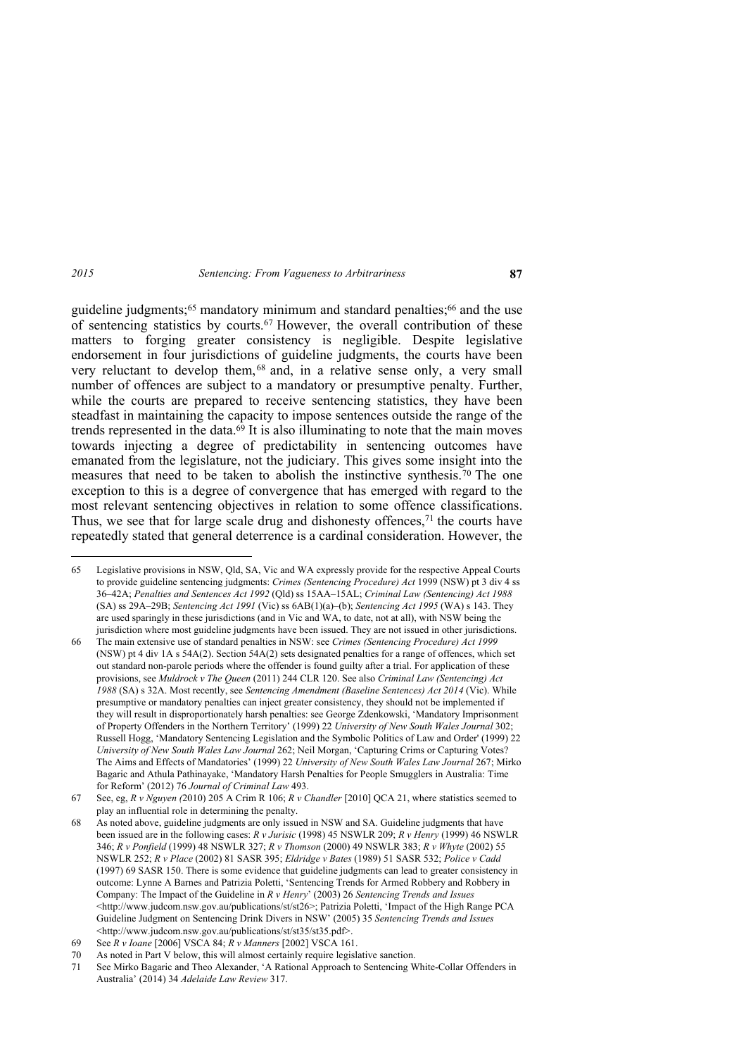guideline judgments;[65] mandatory minimum and standard penalties;[66] and the use of sentencing statistics by courts.[67] However, the overall contribution of these matters to forging greater consistency is negligible. Despite legislative endorsement in four jurisdictions of guideline judgments, the courts have been very reluctant to develop them,[68] and, in a relative sense only, a very small number of offences are subject to a mandatory or presumptive penalty. Further, while the courts are prepared to receive sentencing statistics, they have been steadfast in maintaining the capacity to impose sentences outside the range of the trends represented in the data.[69] It is also illuminating to note that the main moves towards injecting a degree of predictability in sentencing outcomes have emanated from the legislature, not the judiciary. This gives some insight into the measures that need to be taken to abolish the instinctive synthesis.[70] The one exception to this is a degree of convergence that has emerged with regard to the most relevant sentencing objectives in relation to some offence classifications. Thus, we see that for large scale drug and dishonesty offences,[71] the courts have repeatedly stated that general deterrence is a cardinal consideration. However, the

---

65 Legislative provisions in NSW, Qld, SA, Vic and WA expressly provide for the respective Appeal Courts to provide guideline sentencing judgments: *Crimes (Sentencing Procedure) Act* 1999 (NSW) pt 3 div 4 ss 36–42A; *Penalties and Sentences Act 1992* (Qld) ss 15AA–15AL; *Criminal Law (Sentencing) Act 1988* (SA) ss 29A–29B; *Sentencing Act 1991* (Vic) ss 6AB(1)(a)–(b); *Sentencing Act 1995* (WA) s 143. They are used sparingly in these jurisdictions (and in Vic and WA, to date, not at all), with NSW being the jurisdiction where most guideline judgments have been issued. They are not issued in other jurisdictions.

66 The main extensive use of standard penalties in NSW: see *Crimes (Sentencing Procedure) Act 1999* (NSW) pt 4 div 1A s 54A(2). Section 54A(2) sets designated penalties for a range of offences, which set out standard non-parole periods where the offender is found guilty after a trial. For application of these provisions, see *Muldrock v The Queen* (2011) 244 CLR 120. See also *Criminal Law (Sentencing) Act 1988* (SA) s 32A. Most recently, see *Sentencing Amendment (Baseline Sentences) Act 2014* (Vic). While presumptive or mandatory penalties can inject greater consistency, they should not be implemented if they will result in disproportionately harsh penalties: see George Zdenkowski, 'Mandatory Imprisonment of Property Offenders in the Northern Territory' (1999) 22 *University of New South Wales Journal* 302; Russell Hogg, 'Mandatory Sentencing Legislation and the Symbolic Politics of Law and Order' (1999) 22 *University of New South Wales Law Journal* 262; Neil Morgan, 'Capturing Crims or Capturing Votes? The Aims and Effects of Mandatories' (1999) 22 *University of New South Wales Law Journal* 267; Mirko Bagaric and Athula Pathinayake, 'Mandatory Harsh Penalties for People Smugglers in Australia: Time for Reform' (2012) 76 *Journal of Criminal Law* 493.

67 See, eg, *R v Nguyen (*2010) 205 A Crim R 106; *R v Chandler* [2010] QCA 21, where statistics seemed to play an influential role in determining the penalty.

68 As noted above, guideline judgments are only issued in NSW and SA. Guideline judgments that have been issued are in the following cases: *R v Jurisic* (1998) 45 NSWLR 209; *R v Henry* (1999) 46 NSWLR 346; *R v Ponfield* (1999) 48 NSWLR 327; *R v Thomson* (2000) 49 NSWLR 383; *R v Whyte* (2002) 55 NSWLR 252; *R v Place* (2002) 81 SASR 395; *Eldridge v Bates* (1989) 51 SASR 532; *Police v Cadd* (1997) 69 SASR 150. There is some evidence that guideline judgments can lead to greater consistency in outcome: Lynne A Barnes and Patrizia Poletti, 'Sentencing Trends for Armed Robbery and Robbery in Company: The Impact of the Guideline in *R v Henry*' (2003) 26 *Sentencing Trends and Issues* <http://www.judcom.nsw.gov.au/publications/st/st26>; Patrizia Poletti, 'Impact of the High Range PCA Guideline Judgment on Sentencing Drink Divers in NSW' (2005) 35 *Sentencing Trends and Issues* <http://www.judcom.nsw.gov.au/publications/st/st35/st35.pdf>.

69 See *R v Ioane* [2006] VSCA 84; *R v Manners* [2002] VSCA 161.

70 As noted in Part V below, this will almost certainly require legislative sanction.

71 See Mirko Bagaric and Theo Alexander, 'A Rational Approach to Sentencing White-Collar Offenders in Australia' (2014) 34 *Adelaide Law Review* 317.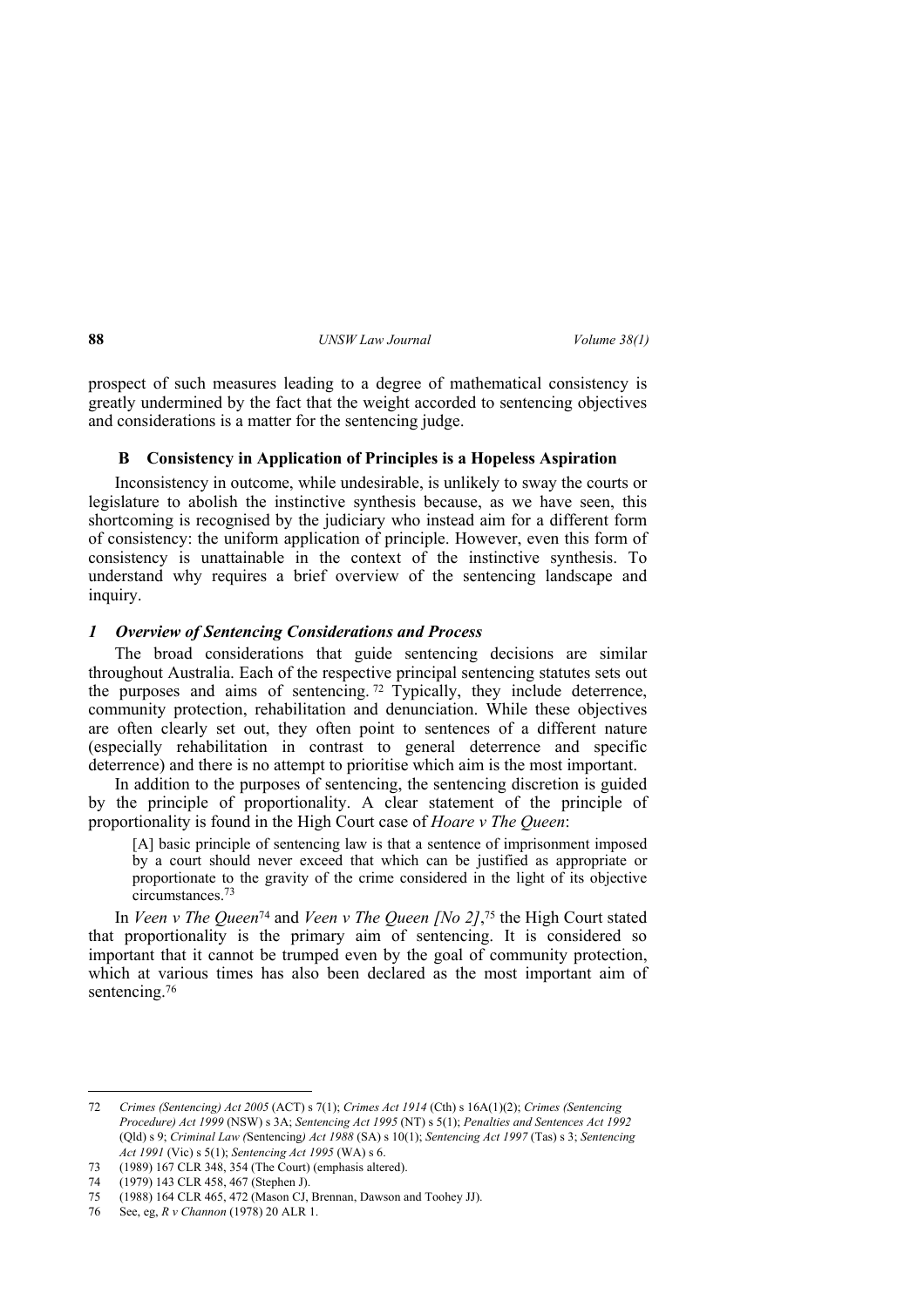prospect of such measures leading to a degree of mathematical consistency is greatly undermined by the fact that the weight accorded to sentencing objectives and considerations is a matter for the sentencing judge.

### B Consistency in Application of Principles is a Hopeless Aspiration

Inconsistency in outcome, while undesirable, is unlikely to sway the courts or legislature to abolish the instinctive synthesis because, as we have seen, this shortcoming is recognised by the judiciary who instead aim for a different form of consistency: the uniform application of principle. However, even this form of consistency is unattainable in the context of the instinctive synthesis. To understand why requires a brief overview of the sentencing landscape and inquiry.

#### *1 Overview of Sentencing Considerations and Process*

The broad considerations that guide sentencing decisions are similar throughout Australia. Each of the respective principal sentencing statutes sets out the purposes and aims of sentencing.[72] Typically, they include deterrence, community protection, rehabilitation and denunciation. While these objectives are often clearly set out, they often point to sentences of a different nature (especially rehabilitation in contrast to general deterrence and specific deterrence) and there is no attempt to prioritise which aim is the most important.

In addition to the purposes of sentencing, the sentencing discretion is guided by the principle of proportionality. A clear statement of the principle of proportionality is found in the High Court case of *Hoare v The Queen*:

> [A] basic principle of sentencing law is that a sentence of imprisonment imposed by a court should never exceed that which can be justified as appropriate or proportionate to the gravity of the crime considered in the light of its objective circumstances.[73]

In *Veen v The Queen*[74] and *Veen v The Queen [No 2]*,[75] the High Court stated that proportionality is the primary aim of sentencing. It is considered so important that it cannot be trumped even by the goal of community protection, which at various times has also been declared as the most important aim of sentencing.[76]

---

72 *Crimes (Sentencing) Act 2005* (ACT) s 7(1); *Crimes Act 1914* (Cth) s 16A(1)(2); *Crimes (Sentencing Procedure) Act 1999* (NSW) s 3A; *Sentencing Act 1995* (NT) s 5(1); *Penalties and Sentences Act 1992* (Qld) s 9; *Criminal Law (*Sentencing*) Act 1988* (SA) s 10(1); *Sentencing Act 1997* (Tas) s 3; *Sentencing Act 1991* (Vic) s 5(1); *Sentencing Act 1995* (WA) s 6.

73 (1989) 167 CLR 348, 354 (The Court) (emphasis altered).

74 (1979) 143 CLR 458, 467 (Stephen J).

75 (1988) 164 CLR 465, 472 (Mason CJ, Brennan, Dawson and Toohey JJ).

76 See, eg, *R v Channon* (1978) 20 ALR 1.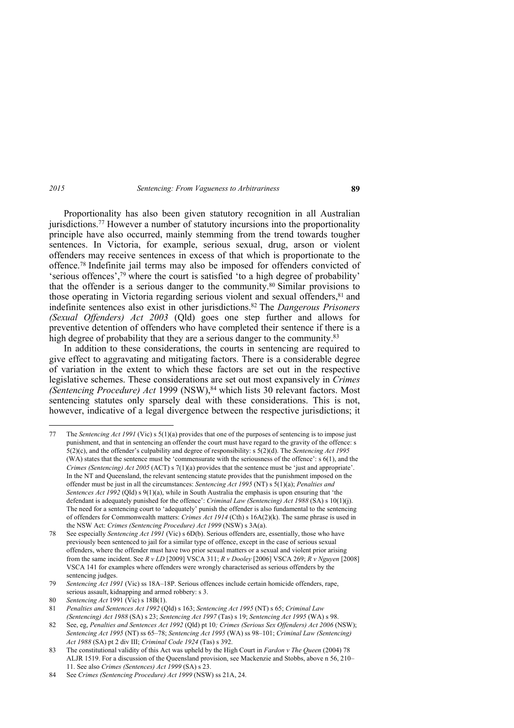Proportionality has also been given statutory recognition in all Australian jurisdictions.[77] However a number of statutory incursions into the proportionality principle have also occurred, mainly stemming from the trend towards tougher sentences. In Victoria, for example, serious sexual, drug, arson or violent offenders may receive sentences in excess of that which is proportionate to the offence.[78] Indefinite jail terms may also be imposed for offenders convicted of 'serious offences',[79] where the court is satisfied 'to a high degree of probability' that the offender is a serious danger to the community.[80] Similar provisions to those operating in Victoria regarding serious violent and sexual offenders,[81] and indefinite sentences also exist in other jurisdictions.[82] The *Dangerous Prisoners (Sexual Offenders) Act 2003* (Qld) goes one step further and allows for preventive detention of offenders who have completed their sentence if there is a high degree of probability that they are a serious danger to the community.[83]

In addition to these considerations, the courts in sentencing are required to give effect to aggravating and mitigating factors. There is a considerable degree of variation in the extent to which these factors are set out in the respective legislative schemes. These considerations are set out most expansively in *Crimes (Sentencing Procedure) Act* 1999 (NSW),[84] which lists 30 relevant factors. Most sentencing statutes only sparsely deal with these considerations. This is not, however, indicative of a legal divergence between the respective jurisdictions; it

---

77 The *Sentencing Act 1991* (Vic) s 5(1)(a) provides that one of the purposes of sentencing is to impose just punishment, and that in sentencing an offender the court must have regard to the gravity of the offence: s 5(2)(c), and the offender's culpability and degree of responsibility: s 5(2)(d). The *Sentencing Act 1995* (WA) states that the sentence must be 'commensurate with the seriousness of the offence': s 6(1), and the *Crimes (Sentencing) Act 2005* (ACT) s 7(1)(a) provides that the sentence must be 'just and appropriate'. In the NT and Queensland, the relevant sentencing statute provides that the punishment imposed on the offender must be just in all the circumstances: *Sentencing Act 1995* (NT) s 5(1)(a); *Penalties and Sentences Act 1992* (Qld) s 9(1)(a), while in South Australia the emphasis is upon ensuring that 'the defendant is adequately punished for the offence': *Criminal Law (Sentencing) Act 1988* (SA) s 10(1)(j). The need for a sentencing court to 'adequately' punish the offender is also fundamental to the sentencing of offenders for Commonwealth matters: *Crimes Act 1914* (Cth) s 16A(2)(k). The same phrase is used in the NSW Act: *Crimes (Sentencing Procedure) Act 1999* (NSW) s 3A(a).

78 See especially *Sentencing Act 1991* (Vic) s 6D(b). Serious offenders are, essentially, those who have previously been sentenced to jail for a similar type of offence, except in the case of serious sexual offenders, where the offender must have two prior sexual matters or a sexual and violent prior arising from the same incident. See *R v LD* [2009] VSCA 311; *R v Dooley* [2006] VSCA 269; *R v Nguyen* [2008] VSCA 141 for examples where offenders were wrongly characterised as serious offenders by the sentencing judges.

79 *Sentencing Act 1991* (Vic) ss 18A–18P. Serious offences include certain homicide offenders, rape, serious assault, kidnapping and armed robbery: s 3.

80 *Sentencing Act* 1991 (Vic) s 18B(1).

81 *Penalties and Sentences Act 1992* (Qld) s 163; *Sentencing Act 1995* (NT) s 65; *Criminal Law (Sentencing) Act 1988* (SA) s 23; *Sentencing Act 1997* (Tas) s 19; *Sentencing Act 1995* (WA) s 98.

82 See, eg, *Penalties and Sentences Act 1992* (Qld) pt 10*; Crimes (Serious Sex Offenders) Act 2006* (NSW); *Sentencing Act 1995* (NT) ss 65–78; *Sentencing Act 1995* (WA) ss 98–101; *Criminal Law (Sentencing) Act 1988* (SA) pt 2 div III; *Criminal Code 1924* (Tas) s 392.

83 The constitutional validity of this Act was upheld by the High Court in *Fardon v The Queen* (2004) 78 ALJR 1519. For a discussion of the Queensland provision, see Mackenzie and Stobbs, above n 56, 210–11. See also *Crimes (Sentences) Act 1999* (SA) s 23.

84 See *Crimes (Sentencing Procedure) Act 1999* (NSW) ss 21A, 24.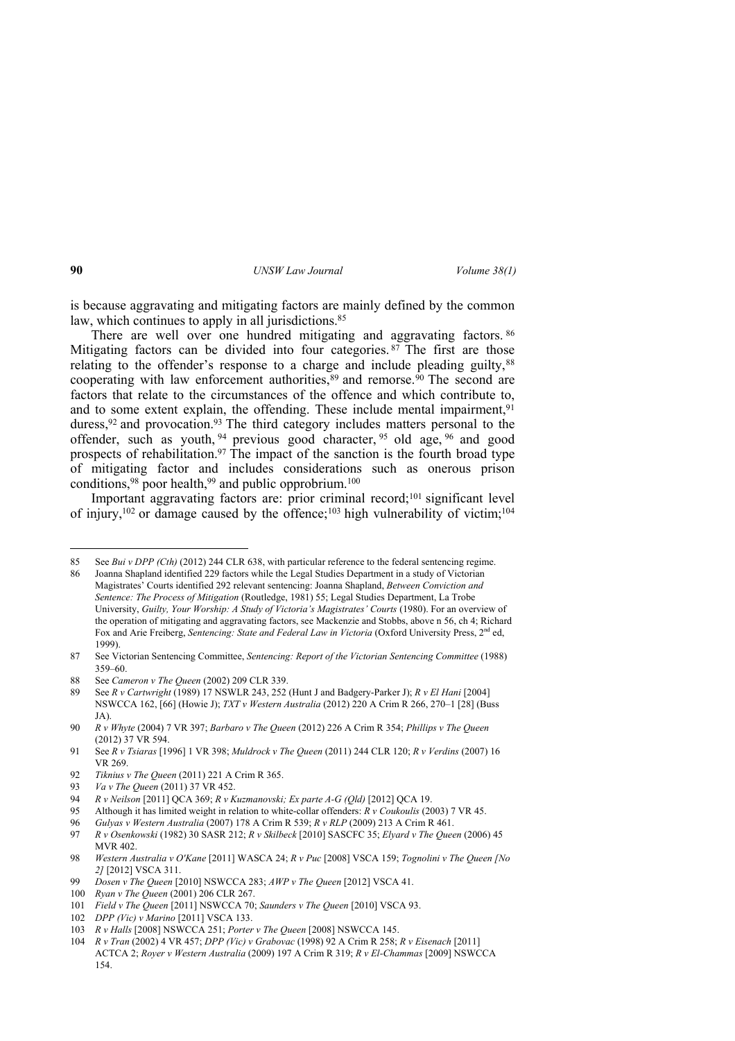is because aggravating and mitigating factors are mainly defined by the common law, which continues to apply in all jurisdictions.[85]

There are well over one hundred mitigating and aggravating factors.[86] Mitigating factors can be divided into four categories.[87] The first are those relating to the offender's response to a charge and include pleading guilty,[88] cooperating with law enforcement authorities,[89] and remorse.[90] The second are factors that relate to the circumstances of the offence and which contribute to, and to some extent explain, the offending. These include mental impairment,[91] duress,[92] and provocation.[93] The third category includes matters personal to the offender, such as youth,[94] previous good character,[95] old age,[96] and good prospects of rehabilitation.[97] The impact of the sanction is the fourth broad type of mitigating factor and includes considerations such as onerous prison conditions,[98] poor health,[99] and public opprobrium.[100]

Important aggravating factors are: prior criminal record;[101] significant level of injury,[102] or damage caused by the offence;[103] high vulnerability of victim;[104]

---

85 See *Bui v DPP (Cth)* (2012) 244 CLR 638, with particular reference to the federal sentencing regime.

86 Joanna Shapland identified 229 factors while the Legal Studies Department in a study of Victorian Magistrates' Courts identified 292 relevant sentencing: Joanna Shapland, *Between Conviction and Sentence: The Process of Mitigation* (Routledge, 1981) 55; Legal Studies Department, La Trobe University, *Guilty, Your Worship: A Study of Victoria's Magistrates' Courts* (1980). For an overview of the operation of mitigating and aggravating factors, see Mackenzie and Stobbs, above n 56, ch 4; Richard Fox and Arie Freiberg, *Sentencing: State and Federal Law in Victoria* (Oxford University Press, 2nd ed, 1999).

87 See Victorian Sentencing Committee, *Sentencing: Report of the Victorian Sentencing Committee* (1988) 359–60.

88 See *Cameron v The Queen* (2002) 209 CLR 339.

89 See *R v Cartwright* (1989) 17 NSWLR 243, 252 (Hunt J and Badgery-Parker J); *R v El Hani* [2004] NSWCCA 162, [66] (Howie J); *TXT v Western Australia* (2012) 220 A Crim R 266, 270–1 [28] (Buss JA).

90 *R v Whyte* (2004) 7 VR 397; *Barbaro v The Queen* (2012) 226 A Crim R 354; *Phillips v The Queen* (2012) 37 VR 594.

91 See *R v Tsiaras* [1996] 1 VR 398; *Muldrock v The Queen* (2011) 244 CLR 120; *R v Verdins* (2007) 16 VR 269.

92 *Tiknius v The Queen* (2011) 221 A Crim R 365.

93 *Va v The Queen* (2011) 37 VR 452.

94 *R v Neilson* [2011] QCA 369; *R v Kuzmanovski; Ex parte A-G (Qld)* [2012] QCA 19.

95 Although it has limited weight in relation to white-collar offenders: *R v Coukoulis* (2003) 7 VR 45.

96 *Gulyas v Western Australia* (2007) 178 A Crim R 539; *R v RLP* (2009) 213 A Crim R 461.

97 *R v Osenkowski* (1982) 30 SASR 212; *R v Skilbeck* [2010] SASCFC 35; *Elyard v The Queen* (2006) 45 MVR 402.

98 *Western Australia v O'Kane* [2011] WASCA 24; *R v Puc* [2008] VSCA 159; *Tognolini v The Queen [No 2]* [2012] VSCA 311.

99 *Dosen v The Queen* [2010] NSWCCA 283; *AWP v The Queen* [2012] VSCA 41.

100 *Ryan v The Queen* (2001) 206 CLR 267.

101 *Field v The Queen* [2011] NSWCCA 70; *Saunders v The Queen* [2010] VSCA 93.

102 *DPP (Vic) v Marino* [2011] VSCA 133.

103 *R v Halls* [2008] NSWCCA 251; *Porter v The Queen* [2008] NSWCCA 145.

104 *R v Tran* (2002) 4 VR 457; *DPP (Vic) v Grabovac* (1998) 92 A Crim R 258; *R v Eisenach* [2011] ACTCA 2; *Royer v Western Australia* (2009) 197 A Crim R 319; *R v El-Chammas* [2009] NSWCCA 154.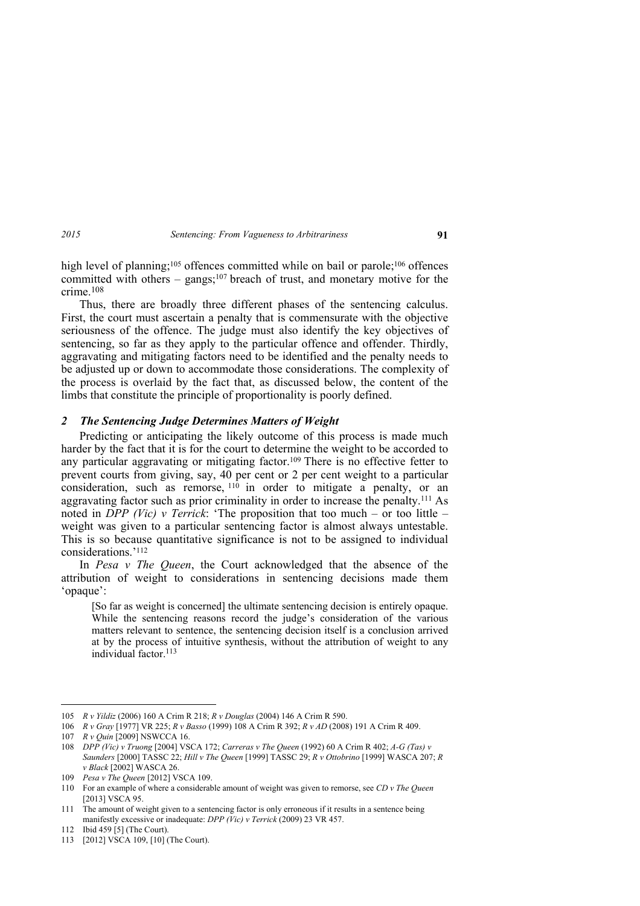high level of planning;[105] offences committed while on bail or parole;[106] offences committed with others – gangs;[107] breach of trust, and monetary motive for the crime.[108]

Thus, there are broadly three different phases of the sentencing calculus. First, the court must ascertain a penalty that is commensurate with the objective seriousness of the offence. The judge must also identify the key objectives of sentencing, so far as they apply to the particular offence and offender. Thirdly, aggravating and mitigating factors need to be identified and the penalty needs to be adjusted up or down to accommodate those considerations. The complexity of the process is overlaid by the fact that, as discussed below, the content of the limbs that constitute the principle of proportionality is poorly defined.

### *2 The Sentencing Judge Determines Matters of Weight*

Predicting or anticipating the likely outcome of this process is made much harder by the fact that it is for the court to determine the weight to be accorded to any particular aggravating or mitigating factor.[109] There is no effective fetter to prevent courts from giving, say, 40 per cent or 2 per cent weight to a particular consideration, such as remorse,[110] in order to mitigate a penalty, or an aggravating factor such as prior criminality in order to increase the penalty.[111] As noted in *DPP (Vic) v Terrick*: 'The proposition that too much – or too little – weight was given to a particular sentencing factor is almost always untestable. This is so because quantitative significance is not to be assigned to individual considerations.'[112]

In *Pesa v The Queen*, the Court acknowledged that the absence of the attribution of weight to considerations in sentencing decisions made them 'opaque':

> [So far as weight is concerned] the ultimate sentencing decision is entirely opaque. While the sentencing reasons record the judge's consideration of the various matters relevant to sentence, the sentencing decision itself is a conclusion arrived at by the process of intuitive synthesis, without the attribution of weight to any individual factor.[113]

---

105 *R v Yildiz* (2006) 160 A Crim R 218; *R v Douglas* (2004) 146 A Crim R 590.

106 *R v Gray* [1977] VR 225; *R v Basso* (1999) 108 A Crim R 392; *R v AD* (2008) 191 A Crim R 409.

107 *R v Quin* [2009] NSWCCA 16.

108 *DPP (Vic) v Truong* [2004] VSCA 172; *Carreras v The Queen* (1992) 60 A Crim R 402; *A-G (Tas) v Saunders* [2000] TASSC 22; *Hill v The Queen* [1999] TASSC 29; *R v Ottobrino* [1999] WASCA 207; *R v Black* [2002] WASCA 26.

109 *Pesa v The Queen* [2012] VSCA 109.

110 For an example of where a considerable amount of weight was given to remorse, see *CD v The Queen* [2013] VSCA 95.

111 The amount of weight given to a sentencing factor is only erroneous if it results in a sentence being manifestly excessive or inadequate: *DPP (Vic) v Terrick* (2009) 23 VR 457.

112 Ibid 459 [5] (The Court).

113 [2012] VSCA 109, [10] (The Court).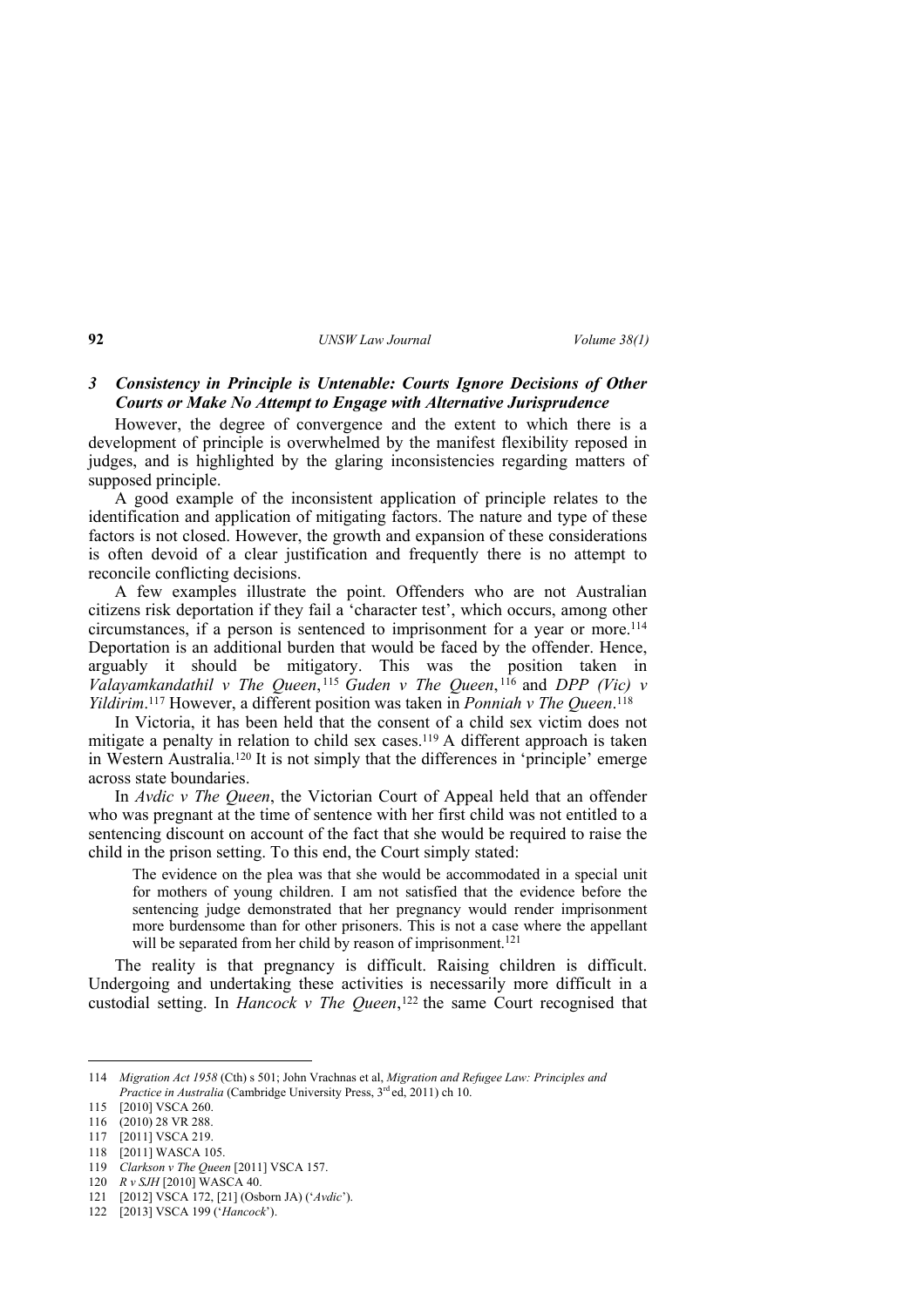### *3 Consistency in Principle is Untenable: Courts Ignore Decisions of Other Courts or Make No Attempt to Engage with Alternative Jurisprudence*

However, the degree of convergence and the extent to which there is a development of principle is overwhelmed by the manifest flexibility reposed in judges, and is highlighted by the glaring inconsistencies regarding matters of supposed principle.

A good example of the inconsistent application of principle relates to the identification and application of mitigating factors. The nature and type of these factors is not closed. However, the growth and expansion of these considerations is often devoid of a clear justification and frequently there is no attempt to reconcile conflicting decisions.

A few examples illustrate the point. Offenders who are not Australian citizens risk deportation if they fail a 'character test', which occurs, among other circumstances, if a person is sentenced to imprisonment for a year or more.[114] Deportation is an additional burden that would be faced by the offender. Hence, arguably it should be mitigatory. This was the position taken in *Valayamkandathil v The Queen*,[115] *Guden v The Queen*,[116] and *DPP (Vic) v Yildirim*.[117] However, a different position was taken in *Ponniah v The Queen*.[118]

In Victoria, it has been held that the consent of a child sex victim does not mitigate a penalty in relation to child sex cases.[119] A different approach is taken in Western Australia.[120] It is not simply that the differences in 'principle' emerge across state boundaries.

In *Avdic v The Queen*, the Victorian Court of Appeal held that an offender who was pregnant at the time of sentence with her first child was not entitled to a sentencing discount on account of the fact that she would be required to raise the child in the prison setting. To this end, the Court simply stated:

> The evidence on the plea was that she would be accommodated in a special unit for mothers of young children. I am not satisfied that the evidence before the sentencing judge demonstrated that her pregnancy would render imprisonment more burdensome than for other prisoners. This is not a case where the appellant will be separated from her child by reason of imprisonment.[121]

The reality is that pregnancy is difficult. Raising children is difficult. Undergoing and undertaking these activities is necessarily more difficult in a custodial setting. In *Hancock v The Queen*,[122] the same Court recognised that

---

114 *Migration Act 1958* (Cth) s 501; John Vrachnas et al, *Migration and Refugee Law: Principles and Practice in Australia* (Cambridge University Press, 3rd ed, 2011) ch 10.

115 [2010] VSCA 260.

116 (2010) 28 VR 288.

117 [2011] VSCA 219.

118 [2011] WASCA 105.

119 *Clarkson v The Queen* [2011] VSCA 157.

120 *R v SJH* [2010] WASCA 40.

121 [2012] VSCA 172, [21] (Osborn JA) ('*Avdic*').

122 [2013] VSCA 199 ('*Hancock*').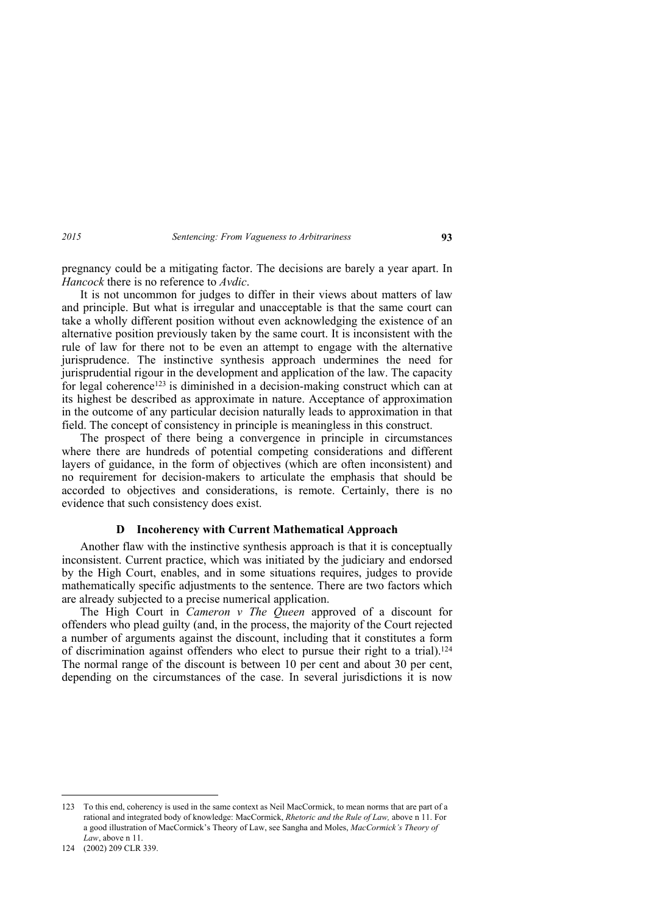pregnancy could be a mitigating factor. The decisions are barely a year apart. In *Hancock* there is no reference to *Avdic*.

It is not uncommon for judges to differ in their views about matters of law and principle. But what is irregular and unacceptable is that the same court can take a wholly different position without even acknowledging the existence of an alternative position previously taken by the same court. It is inconsistent with the rule of law for there not to be even an attempt to engage with the alternative jurisprudence. The instinctive synthesis approach undermines the need for jurisprudential rigour in the development and application of the law. The capacity for legal coherence[123] is diminished in a decision-making construct which can at its highest be described as approximate in nature. Acceptance of approximation in the outcome of any particular decision naturally leads to approximation in that field. The concept of consistency in principle is meaningless in this construct.

The prospect of there being a convergence in principle in circumstances where there are hundreds of potential competing considerations and different layers of guidance, in the form of objectives (which are often inconsistent) and no requirement for decision-makers to articulate the emphasis that should be accorded to objectives and considerations, is remote. Certainly, there is no evidence that such consistency does exist.

### D Incoherency with Current Mathematical Approach

Another flaw with the instinctive synthesis approach is that it is conceptually inconsistent. Current practice, which was initiated by the judiciary and endorsed by the High Court, enables, and in some situations requires, judges to provide mathematically specific adjustments to the sentence. There are two factors which are already subjected to a precise numerical application.

The High Court in *Cameron v The Queen* approved of a discount for offenders who plead guilty (and, in the process, the majority of the Court rejected a number of arguments against the discount, including that it constitutes a form of discrimination against offenders who elect to pursue their right to a trial).[124] The normal range of the discount is between 10 per cent and about 30 per cent, depending on the circumstances of the case. In several jurisdictions it is now

---

123 To this end, coherency is used in the same context as Neil MacCormick, to mean norms that are part of a rational and integrated body of knowledge: MacCormick, *Rhetoric and the Rule of Law,* above n 11. For a good illustration of MacCormick's Theory of Law, see Sangha and Moles, *MacCormick's Theory of Law*, above n 11.

124 (2002) 209 CLR 339.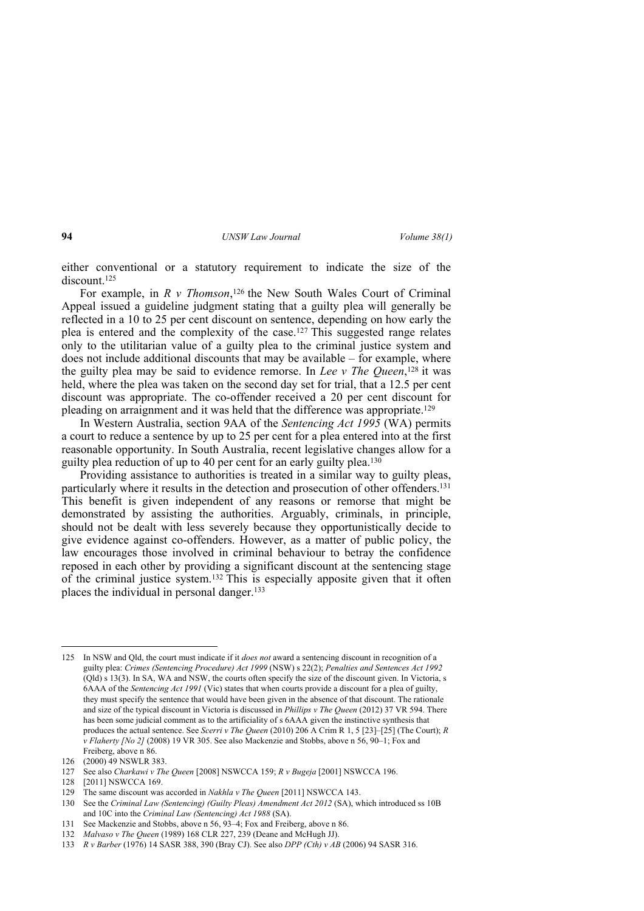either conventional or a statutory requirement to indicate the size of the discount.[125]

For example, in *R v Thomson*,[126] the New South Wales Court of Criminal Appeal issued a guideline judgment stating that a guilty plea will generally be reflected in a 10 to 25 per cent discount on sentence, depending on how early the plea is entered and the complexity of the case.[127] This suggested range relates only to the utilitarian value of a guilty plea to the criminal justice system and does not include additional discounts that may be available – for example, where the guilty plea may be said to evidence remorse. In *Lee v The Queen*,[128] it was held, where the plea was taken on the second day set for trial, that a 12.5 per cent discount was appropriate. The co-offender received a 20 per cent discount for pleading on arraignment and it was held that the difference was appropriate.[129]

In Western Australia, section 9AA of the *Sentencing Act 1995* (WA) permits a court to reduce a sentence by up to 25 per cent for a plea entered into at the first reasonable opportunity. In South Australia, recent legislative changes allow for a guilty plea reduction of up to 40 per cent for an early guilty plea.[130]

Providing assistance to authorities is treated in a similar way to guilty pleas, particularly where it results in the detection and prosecution of other offenders.[131] This benefit is given independent of any reasons or remorse that might be demonstrated by assisting the authorities. Arguably, criminals, in principle, should not be dealt with less severely because they opportunistically decide to give evidence against co-offenders. However, as a matter of public policy, the law encourages those involved in criminal behaviour to betray the confidence reposed in each other by providing a significant discount at the sentencing stage of the criminal justice system.[132] This is especially apposite given that it often places the individual in personal danger.[133]

---

125 In NSW and Qld, the court must indicate if it *does not* award a sentencing discount in recognition of a guilty plea: *Crimes (Sentencing Procedure) Act 1999* (NSW) s 22(2); *Penalties and Sentences Act 1992* (Qld) s 13(3). In SA, WA and NSW, the courts often specify the size of the discount given. In Victoria, s 6AAA of the *Sentencing Act 1991* (Vic) states that when courts provide a discount for a plea of guilty, they must specify the sentence that would have been given in the absence of that discount. The rationale and size of the typical discount in Victoria is discussed in *Phillips v The Queen* (2012) 37 VR 594. There has been some judicial comment as to the artificiality of s 6AAA given the instinctive synthesis that produces the actual sentence. See *Scerri v The Queen* (2010) 206 A Crim R 1, 5 [23]–[25] (The Court); *R v Flaherty [No 2]* (2008) 19 VR 305. See also Mackenzie and Stobbs, above n 56, 90–1; Fox and Freiberg, above n 86.

126 (2000) 49 NSWLR 383.

127 See also *Charkawi v The Queen* [2008] NSWCCA 159; *R v Bugeja* [2001] NSWCCA 196.

128 [2011] NSWCCA 169.

129 The same discount was accorded in *Nakhla v The Queen* [2011] NSWCCA 143.

130 See the *Criminal Law (Sentencing) (Guilty Pleas) Amendment Act 2012* (SA), which introduced ss 10B and 10C into the *Criminal Law (Sentencing) Act 1988* (SA).

131 See Mackenzie and Stobbs, above n 56, 93–4; Fox and Freiberg, above n 86.

132 *Malvaso v The Queen* (1989) 168 CLR 227, 239 (Deane and McHugh JJ).

133 *R v Barber* (1976) 14 SASR 388, 390 (Bray CJ). See also *DPP (Cth) v AB* (2006) 94 SASR 316.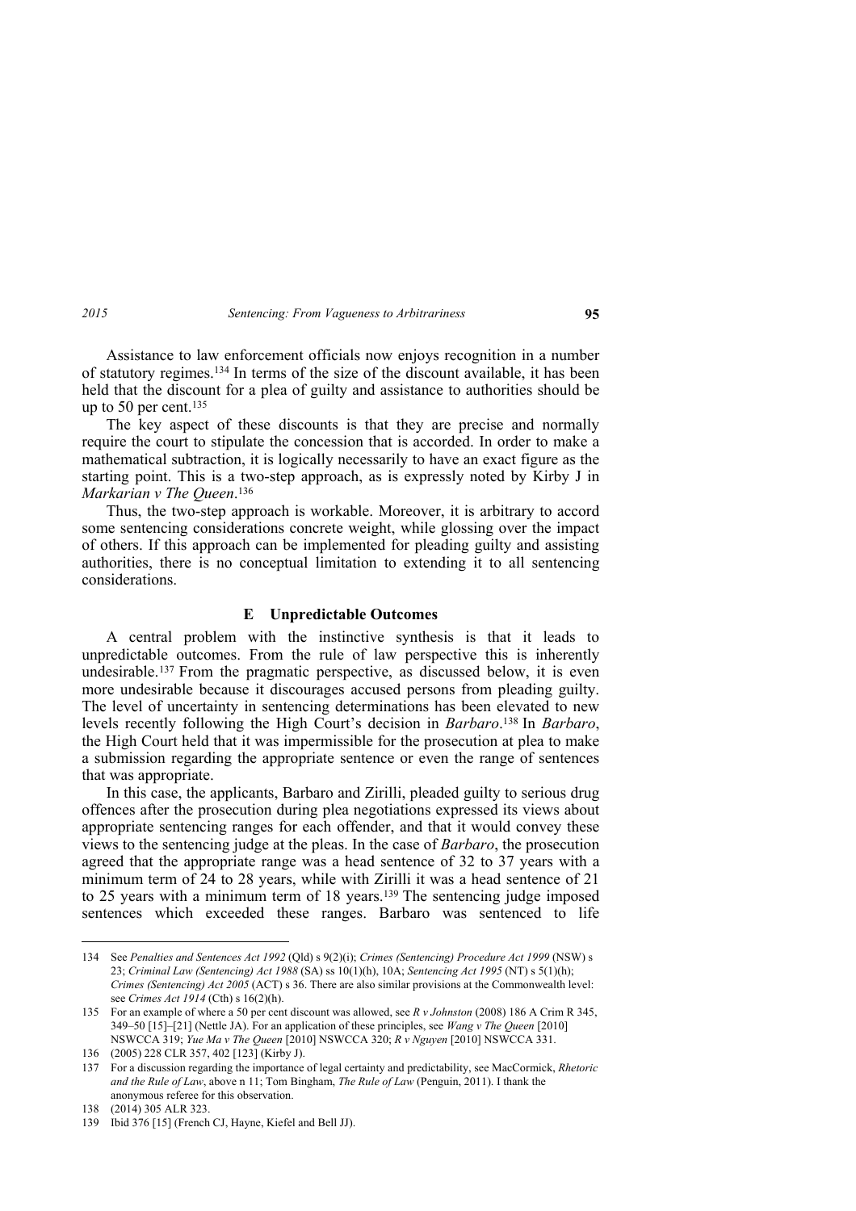Assistance to law enforcement officials now enjoys recognition in a number of statutory regimes.[134] In terms of the size of the discount available, it has been held that the discount for a plea of guilty and assistance to authorities should be up to 50 per cent.[135]

The key aspect of these discounts is that they are precise and normally require the court to stipulate the concession that is accorded. In order to make a mathematical subtraction, it is logically necessarily to have an exact figure as the starting point. This is a two-step approach, as is expressly noted by Kirby J in *Markarian v The Queen*.[136]

Thus, the two-step approach is workable. Moreover, it is arbitrary to accord some sentencing considerations concrete weight, while glossing over the impact of others. If this approach can be implemented for pleading guilty and assisting authorities, there is no conceptual limitation to extending it to all sentencing considerations.

### E Unpredictable Outcomes

A central problem with the instinctive synthesis is that it leads to unpredictable outcomes. From the rule of law perspective this is inherently undesirable.[137] From the pragmatic perspective, as discussed below, it is even more undesirable because it discourages accused persons from pleading guilty. The level of uncertainty in sentencing determinations has been elevated to new levels recently following the High Court's decision in *Barbaro*.[138] In *Barbaro*, the High Court held that it was impermissible for the prosecution at plea to make a submission regarding the appropriate sentence or even the range of sentences that was appropriate.

In this case, the applicants, Barbaro and Zirilli, pleaded guilty to serious drug offences after the prosecution during plea negotiations expressed its views about appropriate sentencing ranges for each offender, and that it would convey these views to the sentencing judge at the pleas. In the case of *Barbaro*, the prosecution agreed that the appropriate range was a head sentence of 32 to 37 years with a minimum term of 24 to 28 years, while with Zirilli it was a head sentence of 21 to 25 years with a minimum term of 18 years.[139] The sentencing judge imposed sentences which exceeded these ranges. Barbaro was sentenced to life

---

134 See *Penalties and Sentences Act 1992* (Qld) s 9(2)(i); *Crimes (Sentencing) Procedure Act 1999* (NSW) s 23; *Criminal Law (Sentencing) Act 1988* (SA) ss 10(1)(h), 10A; *Sentencing Act 1995* (NT) s 5(1)(h); *Crimes (Sentencing) Act 2005* (ACT) s 36. There are also similar provisions at the Commonwealth level: see *Crimes Act 1914* (Cth) s 16(2)(h).

135 For an example of where a 50 per cent discount was allowed, see *R v Johnston* (2008) 186 A Crim R 345, 349–50 [15]–[21] (Nettle JA). For an application of these principles, see *Wang v The Queen* [2010] NSWCCA 319; *Yue Ma v The Queen* [2010] NSWCCA 320; *R v Nguyen* [2010] NSWCCA 331.

136 (2005) 228 CLR 357, 402 [123] (Kirby J).

137 For a discussion regarding the importance of legal certainty and predictability, see MacCormick, *Rhetoric and the Rule of Law*, above n 11; Tom Bingham, *The Rule of Law* (Penguin, 2011). I thank the anonymous referee for this observation.

138 (2014) 305 ALR 323.

139 Ibid 376 [15] (French CJ, Hayne, Kiefel and Bell JJ).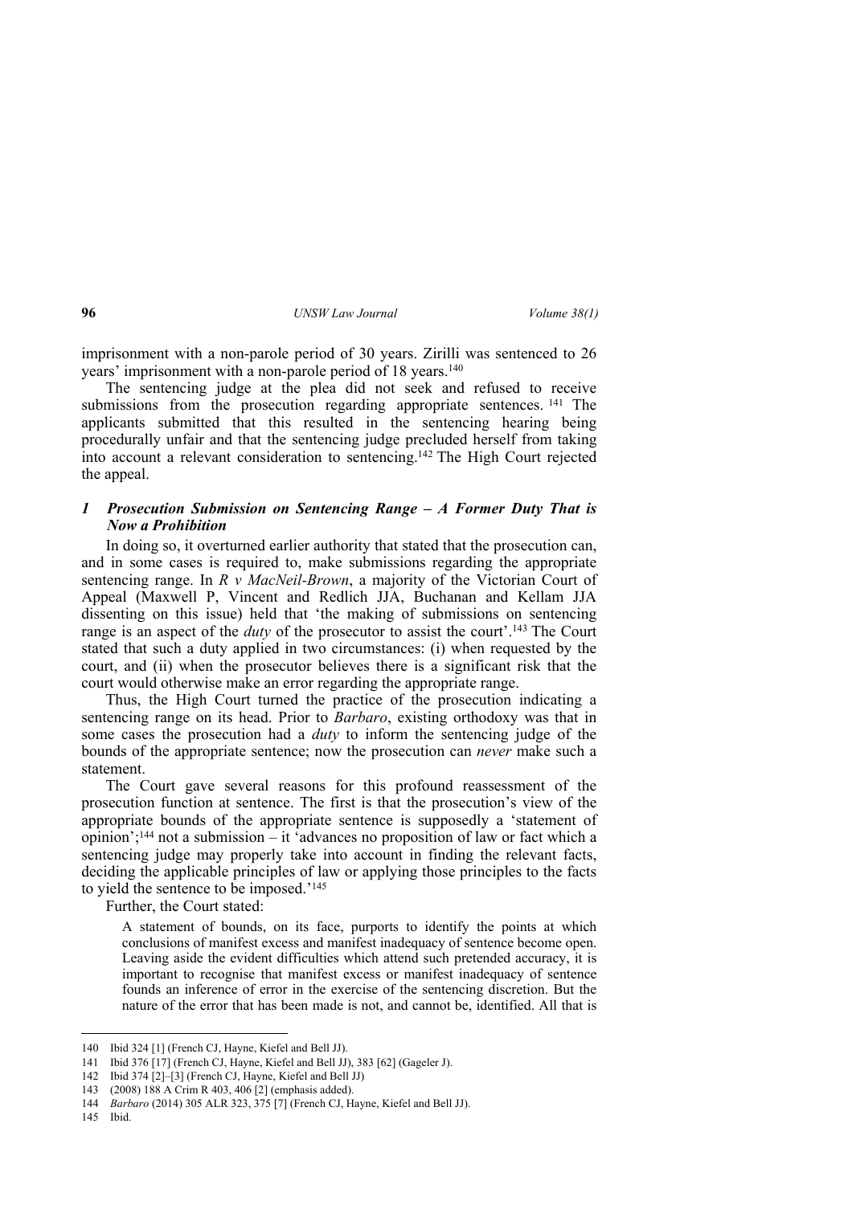imprisonment with a non-parole period of 30 years. Zirilli was sentenced to 26 years' imprisonment with a non-parole period of 18 years.[140]

The sentencing judge at the plea did not seek and refused to receive submissions from the prosecution regarding appropriate sentences.[141] The applicants submitted that this resulted in the sentencing hearing being procedurally unfair and that the sentencing judge precluded herself from taking into account a relevant consideration to sentencing.[142] The High Court rejected the appeal.

### *1 Prosecution Submission on Sentencing Range – A Former Duty That is Now a Prohibition*

In doing so, it overturned earlier authority that stated that the prosecution can, and in some cases is required to, make submissions regarding the appropriate sentencing range. In *R v MacNeil-Brown*, a majority of the Victorian Court of Appeal (Maxwell P, Vincent and Redlich JJA, Buchanan and Kellam JJA dissenting on this issue) held that 'the making of submissions on sentencing range is an aspect of the *duty* of the prosecutor to assist the court'.[143] The Court stated that such a duty applied in two circumstances: (i) when requested by the court, and (ii) when the prosecutor believes there is a significant risk that the court would otherwise make an error regarding the appropriate range.

Thus, the High Court turned the practice of the prosecution indicating a sentencing range on its head. Prior to *Barbaro*, existing orthodoxy was that in some cases the prosecution had a *duty* to inform the sentencing judge of the bounds of the appropriate sentence; now the prosecution can *never* make such a statement.

The Court gave several reasons for this profound reassessment of the prosecution function at sentence. The first is that the prosecution's view of the appropriate bounds of the appropriate sentence is supposedly a 'statement of opinion';[144] not a submission – it 'advances no proposition of law or fact which a sentencing judge may properly take into account in finding the relevant facts, deciding the applicable principles of law or applying those principles to the facts to yield the sentence to be imposed.'[145]

Further, the Court stated:

> A statement of bounds, on its face, purports to identify the points at which conclusions of manifest excess and manifest inadequacy of sentence become open. Leaving aside the evident difficulties which attend such pretended accuracy, it is important to recognise that manifest excess or manifest inadequacy of sentence founds an inference of error in the exercise of the sentencing discretion. But the nature of the error that has been made is not, and cannot be, identified. All that is

---

140 Ibid 324 [1] (French CJ, Hayne, Kiefel and Bell JJ).

141 Ibid 376 [17] (French CJ, Hayne, Kiefel and Bell JJ), 383 [62] (Gageler J).

142 Ibid 374 [2]–[3] (French CJ, Hayne, Kiefel and Bell JJ)

143 (2008) 188 A Crim R 403, 406 [2] (emphasis added).

144 *Barbaro* (2014) 305 ALR 323, 375 [7] (French CJ, Hayne, Kiefel and Bell JJ).

145 Ibid.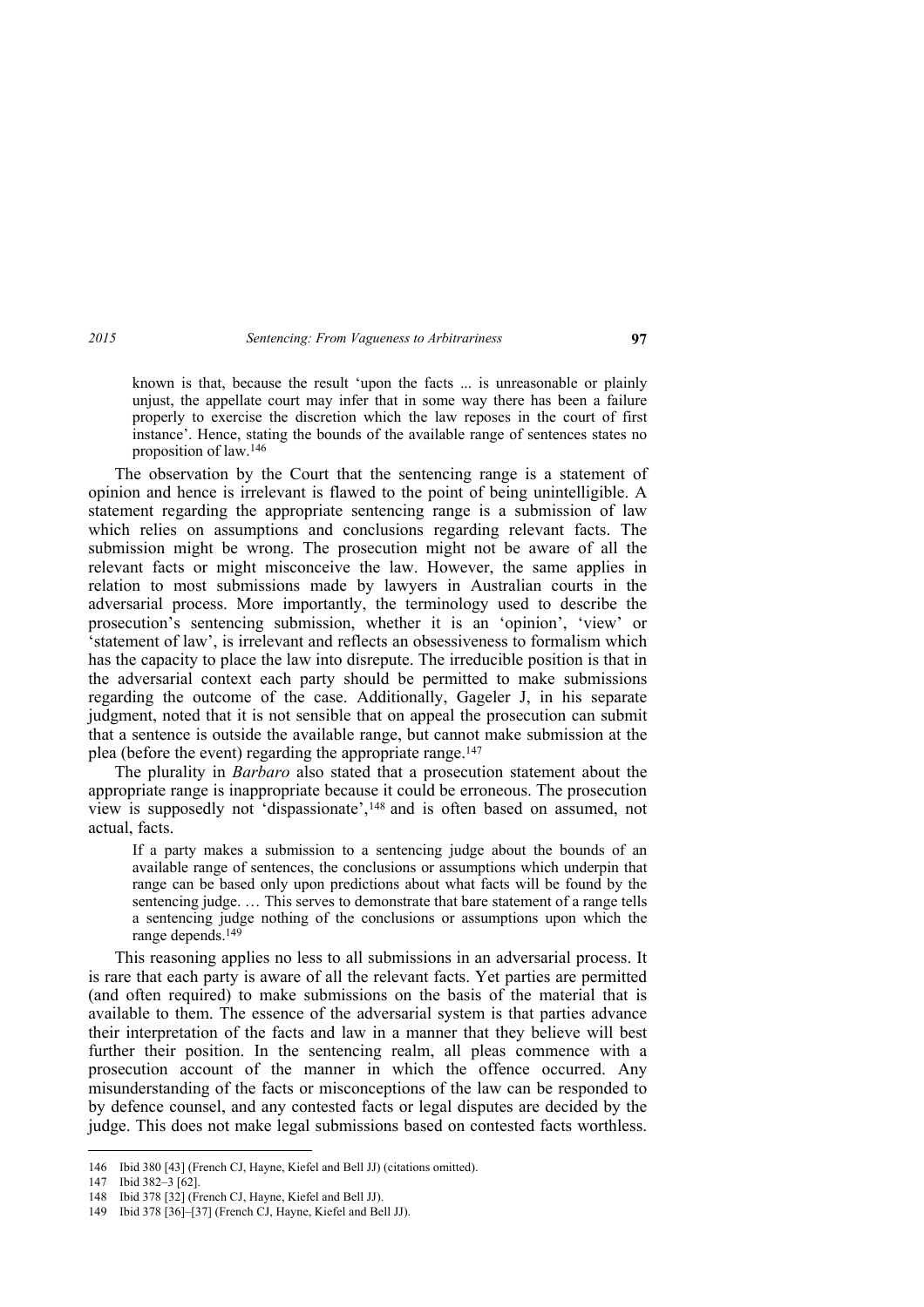> known is that, because the result 'upon the facts ... is unreasonable or plainly unjust, the appellate court may infer that in some way there has been a failure properly to exercise the discretion which the law reposes in the court of first instance'. Hence, stating the bounds of the available range of sentences states no proposition of law.[146]

The observation by the Court that the sentencing range is a statement of opinion and hence is irrelevant is flawed to the point of being unintelligible. A statement regarding the appropriate sentencing range is a submission of law which relies on assumptions and conclusions regarding relevant facts. The submission might be wrong. The prosecution might not be aware of all the relevant facts or might misconceive the law. However, the same applies in relation to most submissions made by lawyers in Australian courts in the adversarial process. More importantly, the terminology used to describe the prosecution's sentencing submission, whether it is an 'opinion', 'view' or 'statement of law', is irrelevant and reflects an obsessiveness to formalism which has the capacity to place the law into disrepute. The irreducible position is that in the adversarial context each party should be permitted to make submissions regarding the outcome of the case. Additionally, Gageler J, in his separate judgment, noted that it is not sensible that on appeal the prosecution can submit that a sentence is outside the available range, but cannot make submission at the plea (before the event) regarding the appropriate range.[147]

The plurality in *Barbaro* also stated that a prosecution statement about the appropriate range is inappropriate because it could be erroneous. The prosecution view is supposedly not 'dispassionate',[148] and is often based on assumed, not actual, facts.

> If a party makes a submission to a sentencing judge about the bounds of an available range of sentences, the conclusions or assumptions which underpin that range can be based only upon predictions about what facts will be found by the sentencing judge. … This serves to demonstrate that bare statement of a range tells a sentencing judge nothing of the conclusions or assumptions upon which the range depends.[149]

This reasoning applies no less to all submissions in an adversarial process. It is rare that each party is aware of all the relevant facts. Yet parties are permitted (and often required) to make submissions on the basis of the material that is available to them. The essence of the adversarial system is that parties advance their interpretation of the facts and law in a manner that they believe will best further their position. In the sentencing realm, all pleas commence with a prosecution account of the manner in which the offence occurred. Any misunderstanding of the facts or misconceptions of the law can be responded to by defence counsel, and any contested facts or legal disputes are decided by the judge. This does not make legal submissions based on contested facts worthless.

---

146 Ibid 380 [43] (French CJ, Hayne, Kiefel and Bell JJ) (citations omitted).

147 Ibid 382–3 [62].

148 Ibid 378 [32] (French CJ, Hayne, Kiefel and Bell JJ).

149 Ibid 378 [36]–[37] (French CJ, Hayne, Kiefel and Bell JJ).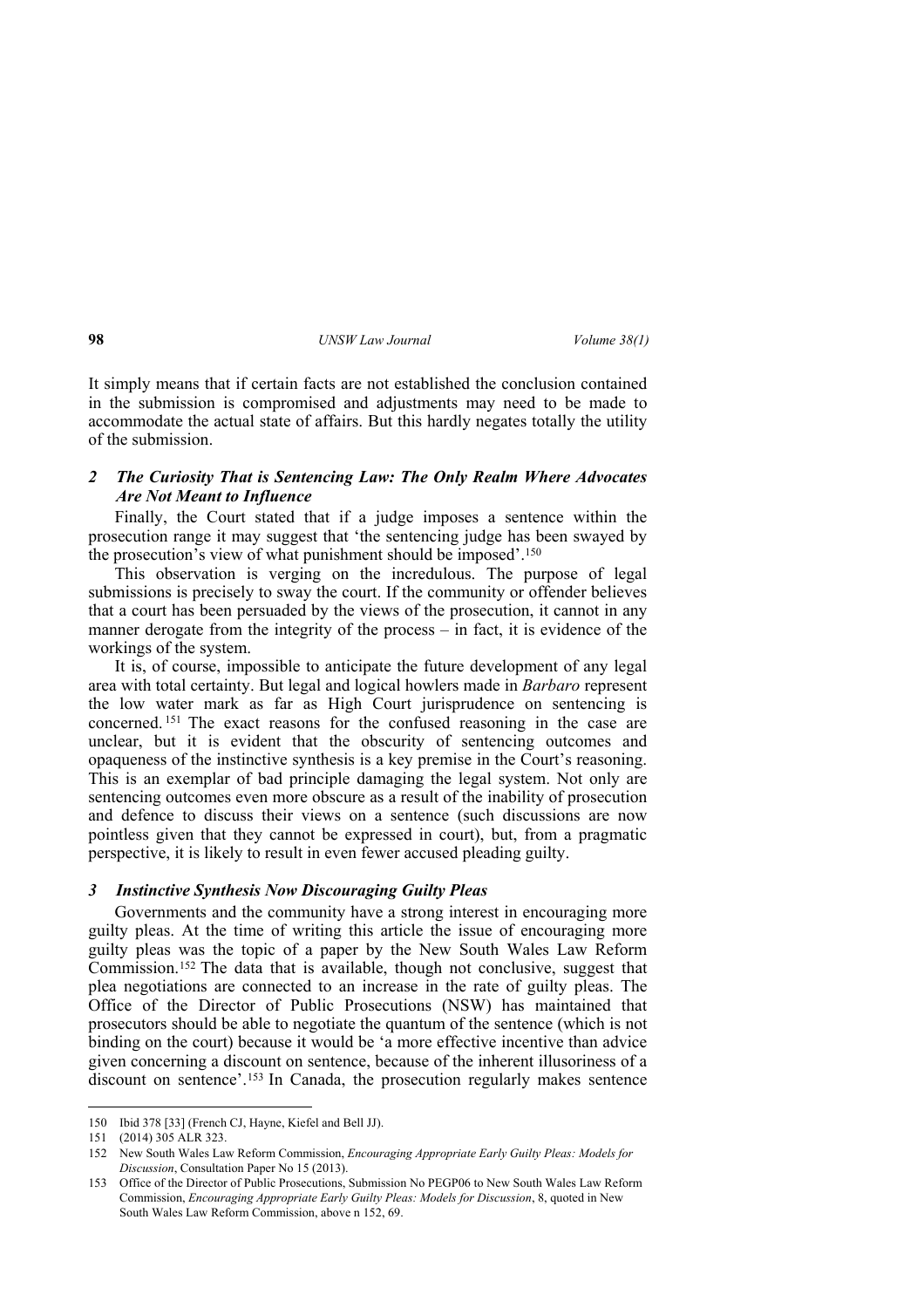It simply means that if certain facts are not established the conclusion contained in the submission is compromised and adjustments may need to be made to accommodate the actual state of affairs. But this hardly negates totally the utility of the submission.

### *2 The Curiosity That is Sentencing Law: The Only Realm Where Advocates Are Not Meant to Influence*

Finally, the Court stated that if a judge imposes a sentence within the prosecution range it may suggest that 'the sentencing judge has been swayed by the prosecution's view of what punishment should be imposed'.[150]

This observation is verging on the incredulous. The purpose of legal submissions is precisely to sway the court. If the community or offender believes that a court has been persuaded by the views of the prosecution, it cannot in any manner derogate from the integrity of the process – in fact, it is evidence of the workings of the system.

It is, of course, impossible to anticipate the future development of any legal area with total certainty. But legal and logical howlers made in *Barbaro* represent the low water mark as far as High Court jurisprudence on sentencing is concerned.[151] The exact reasons for the confused reasoning in the case are unclear, but it is evident that the obscurity of sentencing outcomes and opaqueness of the instinctive synthesis is a key premise in the Court's reasoning. This is an exemplar of bad principle damaging the legal system. Not only are sentencing outcomes even more obscure as a result of the inability of prosecution and defence to discuss their views on a sentence (such discussions are now pointless given that they cannot be expressed in court), but, from a pragmatic perspective, it is likely to result in even fewer accused pleading guilty.

### *3 Instinctive Synthesis Now Discouraging Guilty Pleas*

Governments and the community have a strong interest in encouraging more guilty pleas. At the time of writing this article the issue of encouraging more guilty pleas was the topic of a paper by the New South Wales Law Reform Commission.[152] The data that is available, though not conclusive, suggest that plea negotiations are connected to an increase in the rate of guilty pleas. The Office of the Director of Public Prosecutions (NSW) has maintained that prosecutors should be able to negotiate the quantum of the sentence (which is not binding on the court) because it would be 'a more effective incentive than advice given concerning a discount on sentence, because of the inherent illusoriness of a discount on sentence'.[153] In Canada, the prosecution regularly makes sentence

---

150 Ibid 378 [33] (French CJ, Hayne, Kiefel and Bell JJ).

151 (2014) 305 ALR 323.

152 New South Wales Law Reform Commission, *Encouraging Appropriate Early Guilty Pleas: Models for Discussion*, Consultation Paper No 15 (2013).

153 Office of the Director of Public Prosecutions, Submission No PEGP06 to New South Wales Law Reform Commission, *Encouraging Appropriate Early Guilty Pleas: Models for Discussion*, 8, quoted in New South Wales Law Reform Commission, above n 152, 69.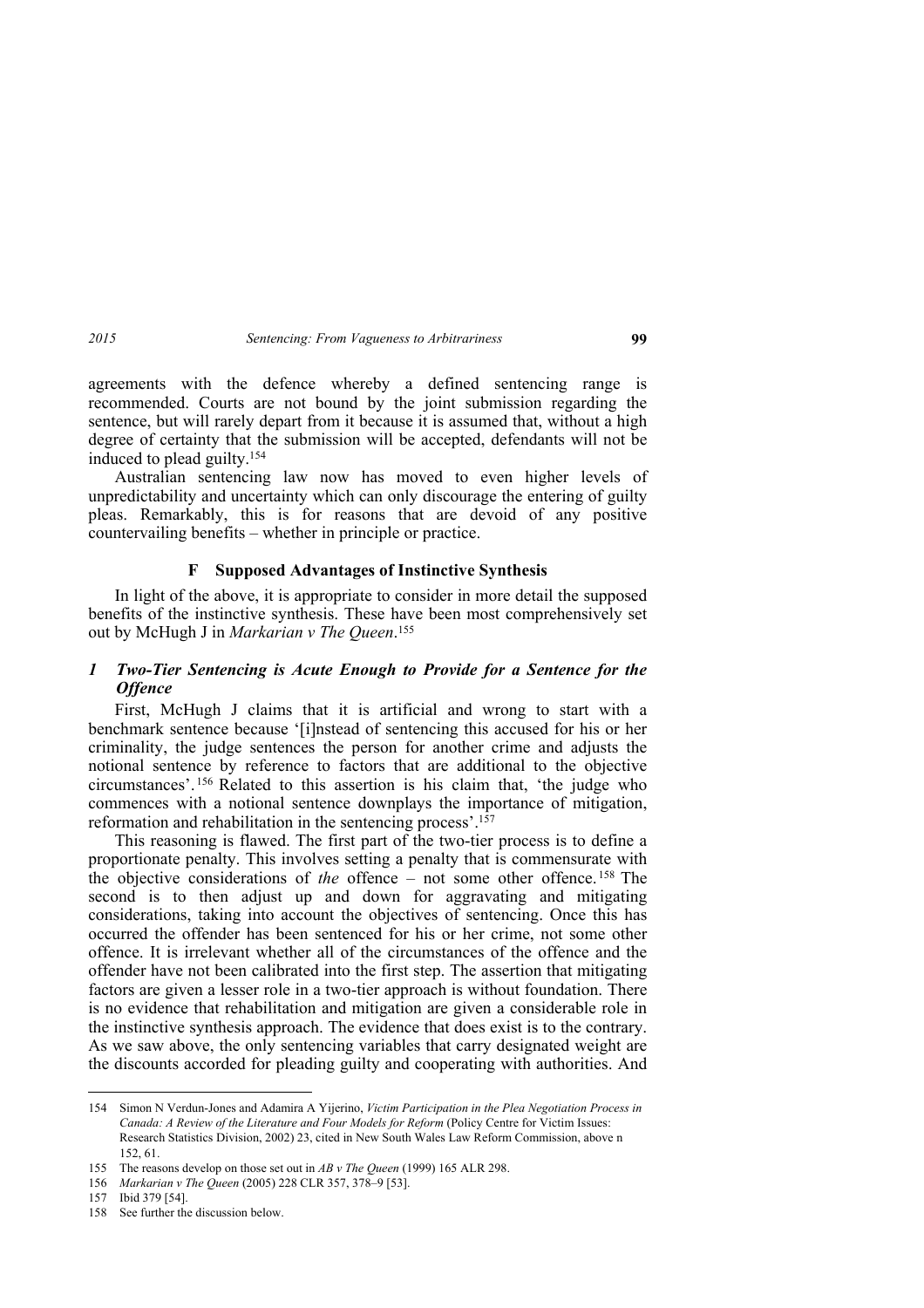agreements with the defence whereby a defined sentencing range is recommended. Courts are not bound by the joint submission regarding the sentence, but will rarely depart from it because it is assumed that, without a high degree of certainty that the submission will be accepted, defendants will not be induced to plead guilty.[154]

Australian sentencing law now has moved to even higher levels of unpredictability and uncertainty which can only discourage the entering of guilty pleas. Remarkably, this is for reasons that are devoid of any positive countervailing benefits – whether in principle or practice.

### F Supposed Advantages of Instinctive Synthesis

In light of the above, it is appropriate to consider in more detail the supposed benefits of the instinctive synthesis. These have been most comprehensively set out by McHugh J in *Markarian v The Queen*.[155]

#### *1 Two-Tier Sentencing is Acute Enough to Provide for a Sentence for the Offence*

First, McHugh J claims that it is artificial and wrong to start with a benchmark sentence because '[i]nstead of sentencing this accused for his or her criminality, the judge sentences the person for another crime and adjusts the notional sentence by reference to factors that are additional to the objective circumstances'.[156] Related to this assertion is his claim that, 'the judge who commences with a notional sentence downplays the importance of mitigation, reformation and rehabilitation in the sentencing process'.[157]

This reasoning is flawed. The first part of the two-tier process is to define a proportionate penalty. This involves setting a penalty that is commensurate with the objective considerations of *the* offence – not some other offence.[158] The second is to then adjust up and down for aggravating and mitigating considerations, taking into account the objectives of sentencing. Once this has occurred the offender has been sentenced for his or her crime, not some other offence. It is irrelevant whether all of the circumstances of the offence and the offender have not been calibrated into the first step. The assertion that mitigating factors are given a lesser role in a two-tier approach is without foundation. There is no evidence that rehabilitation and mitigation are given a considerable role in the instinctive synthesis approach. The evidence that does exist is to the contrary. As we saw above, the only sentencing variables that carry designated weight are the discounts accorded for pleading guilty and cooperating with authorities. And

---

154 Simon N Verdun-Jones and Adamira A Yijerino, *Victim Participation in the Plea Negotiation Process in Canada: A Review of the Literature and Four Models for Reform* (Policy Centre for Victim Issues: Research Statistics Division, 2002) 23, cited in New South Wales Law Reform Commission, above n 152, 61.

155 The reasons develop on those set out in *AB v The Queen* (1999) 165 ALR 298.

156 *Markarian v The Queen* (2005) 228 CLR 357, 378–9 [53].

157 Ibid 379 [54].

158 See further the discussion below.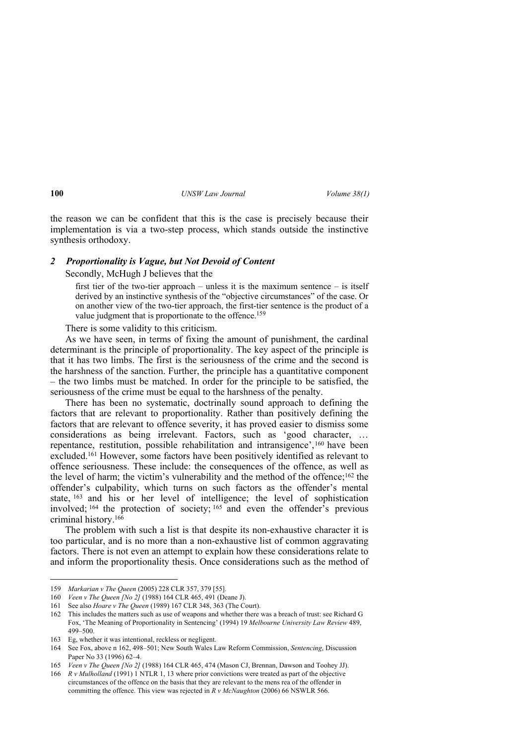the reason we can be confident that this is the case is precisely because their implementation is via a two-step process, which stands outside the instinctive synthesis orthodoxy.

### *2 Proportionality is Vague, but Not Devoid of Content*

Secondly, McHugh J believes that the

> first tier of the two-tier approach – unless it is the maximum sentence – is itself derived by an instinctive synthesis of the "objective circumstances" of the case. Or on another view of the two-tier approach, the first-tier sentence is the product of a value judgment that is proportionate to the offence.[159]

There is some validity to this criticism.

As we have seen, in terms of fixing the amount of punishment, the cardinal determinant is the principle of proportionality. The key aspect of the principle is that it has two limbs. The first is the seriousness of the crime and the second is the harshness of the sanction. Further, the principle has a quantitative component – the two limbs must be matched. In order for the principle to be satisfied, the seriousness of the crime must be equal to the harshness of the penalty.

There has been no systematic, doctrinally sound approach to defining the factors that are relevant to proportionality. Rather than positively defining the factors that are relevant to offence severity, it has proved easier to dismiss some considerations as being irrelevant. Factors, such as 'good character, … repentance, restitution, possible rehabilitation and intransigence',[160] have been excluded.[161] However, some factors have been positively identified as relevant to offence seriousness. These include: the consequences of the offence, as well as the level of harm; the victim's vulnerability and the method of the offence;[162] the offender's culpability, which turns on such factors as the offender's mental state,[163] and his or her level of intelligence; the level of sophistication involved;[164] the protection of society;[165] and even the offender's previous criminal history.[166]

The problem with such a list is that despite its non-exhaustive character it is too particular, and is no more than a non-exhaustive list of common aggravating factors. There is not even an attempt to explain how these considerations relate to and inform the proportionality thesis. Once considerations such as the method of

---

159 *Markarian v The Queen* (2005) 228 CLR 357, 379 [55].

160 *Veen v The Queen [No 2]* (1988) 164 CLR 465, 491 (Deane J).

161 See also *Hoare v The Queen* (1989) 167 CLR 348, 363 (The Court).

162 This includes the matters such as use of weapons and whether there was a breach of trust: see Richard G Fox, 'The Meaning of Proportionality in Sentencing' (1994) 19 *Melbourne University Law Review* 489, 499–500.

163 Eg, whether it was intentional, reckless or negligent.

164 See Fox, above n 162, 498–501; New South Wales Law Reform Commission, *Sentencing*, Discussion Paper No 33 (1996) 62–4.

165 *Veen v The Queen [No 2]* (1988) 164 CLR 465, 474 (Mason CJ, Brennan, Dawson and Toohey JJ).

166 *R v Mulholland* (1991) 1 NTLR 1, 13 where prior convictions were treated as part of the objective circumstances of the offence on the basis that they are relevant to the mens rea of the offender in committing the offence. This view was rejected in *R v McNaughton* (2006) 66 NSWLR 566.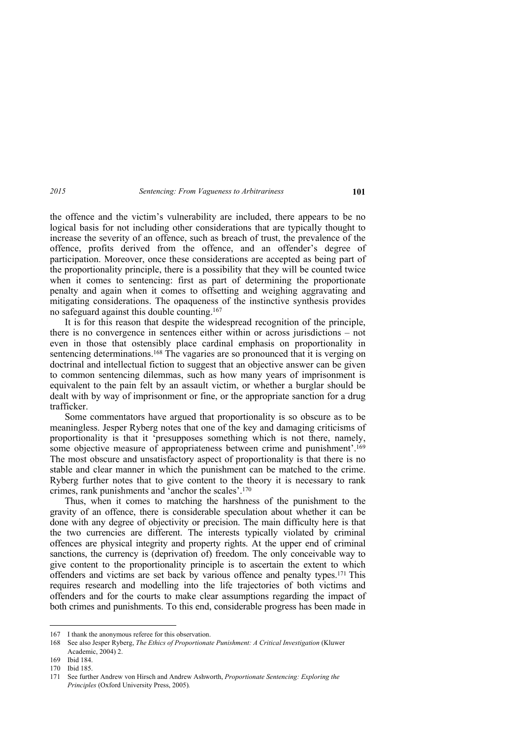the offence and the victim's vulnerability are included, there appears to be no logical basis for not including other considerations that are typically thought to increase the severity of an offence, such as breach of trust, the prevalence of the offence, profits derived from the offence, and an offender's degree of participation. Moreover, once these considerations are accepted as being part of the proportionality principle, there is a possibility that they will be counted twice when it comes to sentencing: first as part of determining the proportionate penalty and again when it comes to offsetting and weighing aggravating and mitigating considerations. The opaqueness of the instinctive synthesis provides no safeguard against this double counting.[167]

It is for this reason that despite the widespread recognition of the principle, there is no convergence in sentences either within or across jurisdictions – not even in those that ostensibly place cardinal emphasis on proportionality in sentencing determinations.[168] The vagaries are so pronounced that it is verging on doctrinal and intellectual fiction to suggest that an objective answer can be given to common sentencing dilemmas, such as how many years of imprisonment is equivalent to the pain felt by an assault victim, or whether a burglar should be dealt with by way of imprisonment or fine, or the appropriate sanction for a drug trafficker.

Some commentators have argued that proportionality is so obscure as to be meaningless. Jesper Ryberg notes that one of the key and damaging criticisms of proportionality is that it 'presupposes something which is not there, namely, some objective measure of appropriateness between crime and punishment'.[169] The most obscure and unsatisfactory aspect of proportionality is that there is no stable and clear manner in which the punishment can be matched to the crime. Ryberg further notes that to give content to the theory it is necessary to rank crimes, rank punishments and 'anchor the scales'.[170]

Thus, when it comes to matching the harshness of the punishment to the gravity of an offence, there is considerable speculation about whether it can be done with any degree of objectivity or precision. The main difficulty here is that the two currencies are different. The interests typically violated by criminal offences are physical integrity and property rights. At the upper end of criminal sanctions, the currency is (deprivation of) freedom. The only conceivable way to give content to the proportionality principle is to ascertain the extent to which offenders and victims are set back by various offence and penalty types.[171] This requires research and modelling into the life trajectories of both victims and offenders and for the courts to make clear assumptions regarding the impact of both crimes and punishments. To this end, considerable progress has been made in

---

167 I thank the anonymous referee for this observation.

168 See also Jesper Ryberg, *The Ethics of Proportionate Punishment: A Critical Investigation* (Kluwer Academic, 2004) 2.

169 Ibid 184.

170 Ibid 185.

171 See further Andrew von Hirsch and Andrew Ashworth, *Proportionate Sentencing: Exploring the Principles* (Oxford University Press, 2005).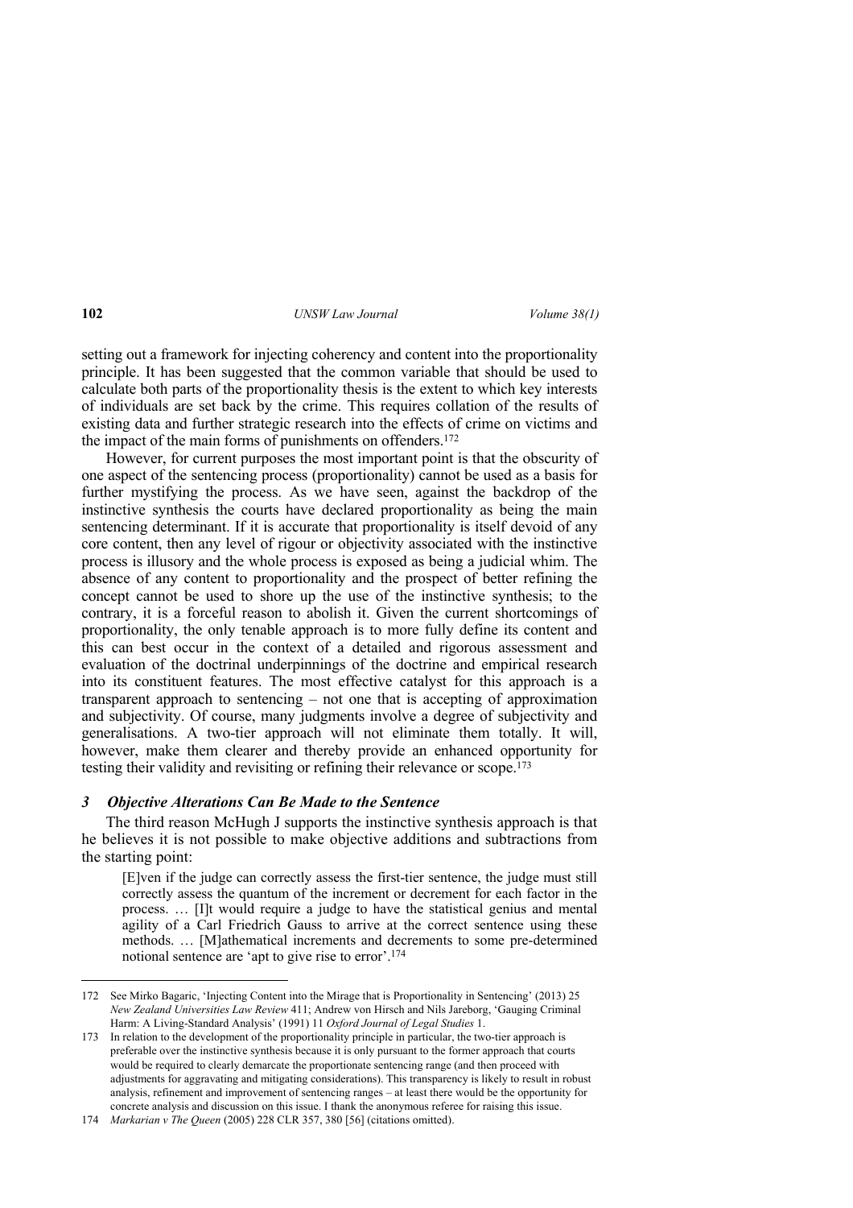setting out a framework for injecting coherency and content into the proportionality principle. It has been suggested that the common variable that should be used to calculate both parts of the proportionality thesis is the extent to which key interests of individuals are set back by the crime. This requires collation of the results of existing data and further strategic research into the effects of crime on victims and the impact of the main forms of punishments on offenders.[172]

However, for current purposes the most important point is that the obscurity of one aspect of the sentencing process (proportionality) cannot be used as a basis for further mystifying the process. As we have seen, against the backdrop of the instinctive synthesis the courts have declared proportionality as being the main sentencing determinant. If it is accurate that proportionality is itself devoid of any core content, then any level of rigour or objectivity associated with the instinctive process is illusory and the whole process is exposed as being a judicial whim. The absence of any content to proportionality and the prospect of better refining the concept cannot be used to shore up the use of the instinctive synthesis; to the contrary, it is a forceful reason to abolish it. Given the current shortcomings of proportionality, the only tenable approach is to more fully define its content and this can best occur in the context of a detailed and rigorous assessment and evaluation of the doctrinal underpinnings of the doctrine and empirical research into its constituent features. The most effective catalyst for this approach is a transparent approach to sentencing – not one that is accepting of approximation and subjectivity. Of course, many judgments involve a degree of subjectivity and generalisations. A two-tier approach will not eliminate them totally. It will, however, make them clearer and thereby provide an enhanced opportunity for testing their validity and revisiting or refining their relevance or scope.[173]

### *3 Objective Alterations Can Be Made to the Sentence*

The third reason McHugh J supports the instinctive synthesis approach is that he believes it is not possible to make objective additions and subtractions from the starting point:

> [E]ven if the judge can correctly assess the first-tier sentence, the judge must still correctly assess the quantum of the increment or decrement for each factor in the process. … [I]t would require a judge to have the statistical genius and mental agility of a Carl Friedrich Gauss to arrive at the correct sentence using these methods. … [M]athematical increments and decrements to some pre-determined notional sentence are 'apt to give rise to error'.[174]

---

172 See Mirko Bagaric, 'Injecting Content into the Mirage that is Proportionality in Sentencing' (2013) 25 *New Zealand Universities Law Review* 411; Andrew von Hirsch and Nils Jareborg, 'Gauging Criminal Harm: A Living-Standard Analysis' (1991) 11 *Oxford Journal of Legal Studies* 1.

173 In relation to the development of the proportionality principle in particular, the two-tier approach is preferable over the instinctive synthesis because it is only pursuant to the former approach that courts would be required to clearly demarcate the proportionate sentencing range (and then proceed with adjustments for aggravating and mitigating considerations). This transparency is likely to result in robust analysis, refinement and improvement of sentencing ranges – at least there would be the opportunity for concrete analysis and discussion on this issue. I thank the anonymous referee for raising this issue.

174 *Markarian v The Queen* (2005) 228 CLR 357, 380 [56] (citations omitted).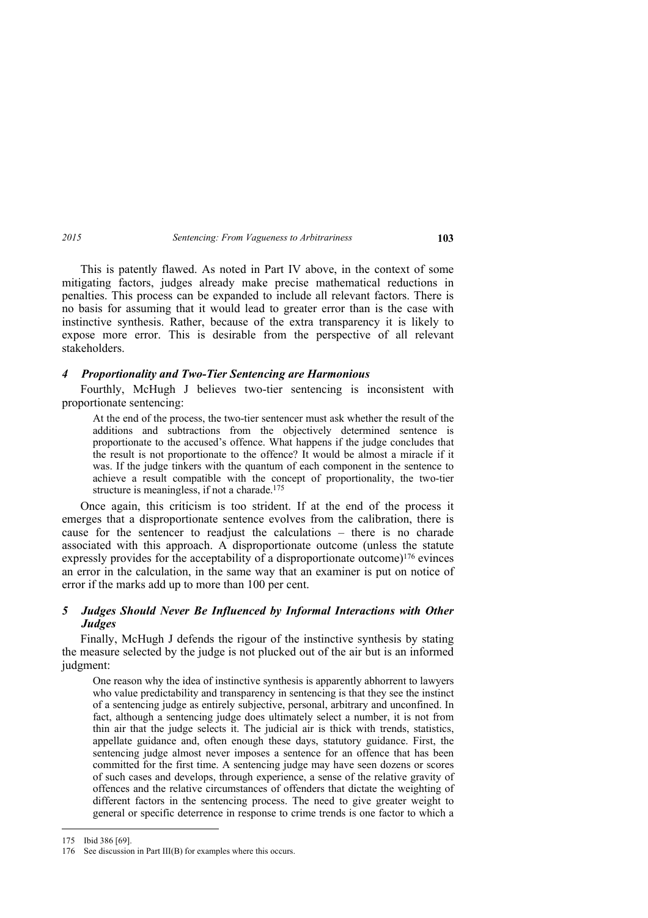This is patently flawed. As noted in Part IV above, in the context of some mitigating factors, judges already make precise mathematical reductions in penalties. This process can be expanded to include all relevant factors. There is no basis for assuming that it would lead to greater error than is the case with instinctive synthesis. Rather, because of the extra transparency it is likely to expose more error. This is desirable from the perspective of all relevant stakeholders.

### *4 Proportionality and Two-Tier Sentencing are Harmonious*

Fourthly, McHugh J believes two-tier sentencing is inconsistent with proportionate sentencing:

> At the end of the process, the two-tier sentencer must ask whether the result of the additions and subtractions from the objectively determined sentence is proportionate to the accused's offence. What happens if the judge concludes that the result is not proportionate to the offence? It would be almost a miracle if it was. If the judge tinkers with the quantum of each component in the sentence to achieve a result compatible with the concept of proportionality, the two-tier structure is meaningless, if not a charade.[175]

Once again, this criticism is too strident. If at the end of the process it emerges that a disproportionate sentence evolves from the calibration, there is cause for the sentencer to readjust the calculations – there is no charade associated with this approach. A disproportionate outcome (unless the statute expressly provides for the acceptability of a disproportionate outcome)[176] evinces an error in the calculation, in the same way that an examiner is put on notice of error if the marks add up to more than 100 per cent.

### *5 Judges Should Never Be Influenced by Informal Interactions with Other Judges*

Finally, McHugh J defends the rigour of the instinctive synthesis by stating the measure selected by the judge is not plucked out of the air but is an informed judgment:

> One reason why the idea of instinctive synthesis is apparently abhorrent to lawyers who value predictability and transparency in sentencing is that they see the instinct of a sentencing judge as entirely subjective, personal, arbitrary and unconfined. In fact, although a sentencing judge does ultimately select a number, it is not from thin air that the judge selects it. The judicial air is thick with trends, statistics, appellate guidance and, often enough these days, statutory guidance. First, the sentencing judge almost never imposes a sentence for an offence that has been committed for the first time. A sentencing judge may have seen dozens or scores of such cases and develops, through experience, a sense of the relative gravity of offences and the relative circumstances of offenders that dictate the weighting of different factors in the sentencing process. The need to give greater weight to general or specific deterrence in response to crime trends is one factor to which a

---

175 Ibid 386 [69].

176 See discussion in Part III(B) for examples where this occurs.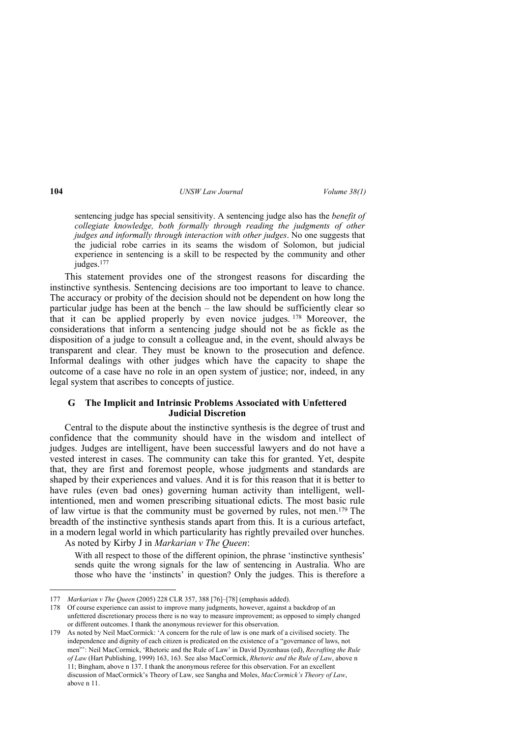sentencing judge has special sensitivity. A sentencing judge also has the *benefit of collegiate knowledge, both formally through reading the judgments of other judges and informally through interaction with other judges*. No one suggests that the judicial robe carries in its seams the wisdom of Solomon, but judicial experience in sentencing is a skill to be respected by the community and other judges.[177]

This statement provides one of the strongest reasons for discarding the instinctive synthesis. Sentencing decisions are too important to leave to chance. The accuracy or probity of the decision should not be dependent on how long the particular judge has been at the bench – the law should be sufficiently clear so that it can be applied properly by even novice judges.[178] Moreover, the considerations that inform a sentencing judge should not be as fickle as the disposition of a judge to consult a colleague and, in the event, should always be transparent and clear. They must be known to the prosecution and defence. Informal dealings with other judges which have the capacity to shape the outcome of a case have no role in an open system of justice; nor, indeed, in any legal system that ascribes to concepts of justice.

### G The Implicit and Intrinsic Problems Associated with Unfettered Judicial Discretion

Central to the dispute about the instinctive synthesis is the degree of trust and confidence that the community should have in the wisdom and intellect of judges. Judges are intelligent, have been successful lawyers and do not have a vested interest in cases. The community can take this for granted. Yet, despite that, they are first and foremost people, whose judgments and standards are shaped by their experiences and values. And it is for this reason that it is better to have rules (even bad ones) governing human activity than intelligent, well-intentioned, men and women prescribing situational edicts. The most basic rule of law virtue is that the community must be governed by rules, not men.[179] The breadth of the instinctive synthesis stands apart from this. It is a curious artefact, in a modern legal world in which particularity has rightly prevailed over hunches.

As noted by Kirby J in *Markarian v The Queen*:

> With all respect to those of the different opinion, the phrase 'instinctive synthesis' sends quite the wrong signals for the law of sentencing in Australia. Who are those who have the 'instincts' in question? Only the judges. This is therefore a

---

177 *Markarian v The Queen* (2005) 228 CLR 357, 388 [76]–[78] (emphasis added).

178 Of course experience can assist to improve many judgments, however, against a backdrop of an unfettered discretionary process there is no way to measure improvement; as opposed to simply changed or different outcomes. I thank the anonymous reviewer for this observation.

179 As noted by Neil MacCormick: 'A concern for the rule of law is one mark of a civilised society. The independence and dignity of each citizen is predicated on the existence of a "governance of laws, not men"': Neil MacCormick, 'Rhetoric and the Rule of Law' in David Dyzenhaus (ed), *Recrafting the Rule of Law* (Hart Publishing, 1999) 163, 163. See also MacCormick, *Rhetoric and the Rule of Law*, above n 11; Bingham, above n 137. I thank the anonymous referee for this observation. For an excellent discussion of MacCormick's Theory of Law, see Sangha and Moles, *MacCormick's Theory of Law*, above n 11.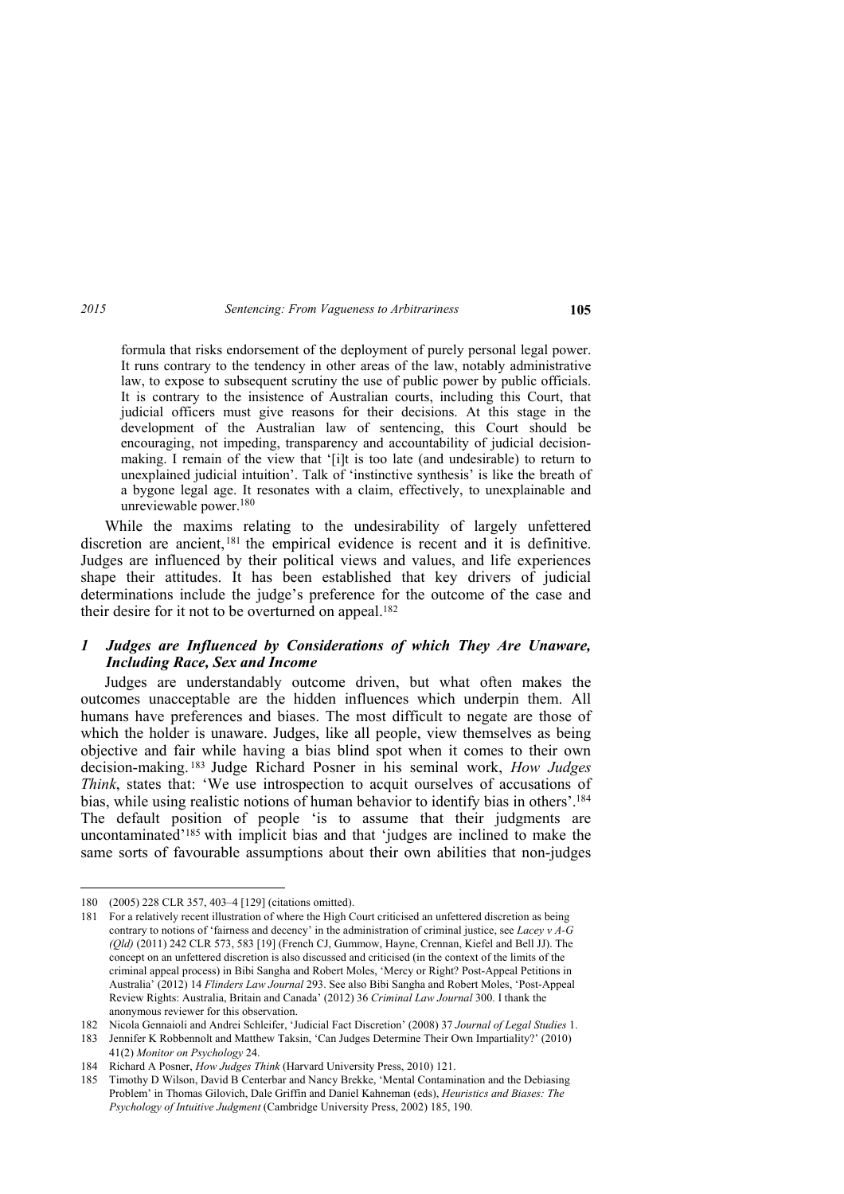> formula that risks endorsement of the deployment of purely personal legal power. It runs contrary to the tendency in other areas of the law, notably administrative law, to expose to subsequent scrutiny the use of public power by public officials. It is contrary to the insistence of Australian courts, including this Court, that judicial officers must give reasons for their decisions. At this stage in the development of the Australian law of sentencing, this Court should be encouraging, not impeding, transparency and accountability of judicial decision-making. I remain of the view that '[i]t is too late (and undesirable) to return to unexplained judicial intuition'. Talk of 'instinctive synthesis' is like the breath of a bygone legal age. It resonates with a claim, effectively, to unexplainable and unreviewable power.[180]

While the maxims relating to the undesirability of largely unfettered discretion are ancient,[181] the empirical evidence is recent and it is definitive. Judges are influenced by their political views and values, and life experiences shape their attitudes. It has been established that key drivers of judicial determinations include the judge's preference for the outcome of the case and their desire for it not to be overturned on appeal.[182]

### *1 Judges are Influenced by Considerations of which They Are Unaware, Including Race, Sex and Income*

Judges are understandably outcome driven, but what often makes the outcomes unacceptable are the hidden influences which underpin them. All humans have preferences and biases. The most difficult to negate are those of which the holder is unaware. Judges, like all people, view themselves as being objective and fair while having a bias blind spot when it comes to their own decision-making.[183] Judge Richard Posner in his seminal work, *How Judges Think*, states that: 'We use introspection to acquit ourselves of accusations of bias, while using realistic notions of human behavior to identify bias in others'.[184] The default position of people 'is to assume that their judgments are uncontaminated'[185] with implicit bias and that 'judges are inclined to make the same sorts of favourable assumptions about their own abilities that non-judges

---

180 (2005) 228 CLR 357, 403–4 [129] (citations omitted).

181 For a relatively recent illustration of where the High Court criticised an unfettered discretion as being contrary to notions of 'fairness and decency' in the administration of criminal justice, see *Lacey v A-G (Qld)* (2011) 242 CLR 573, 583 [19] (French CJ, Gummow, Hayne, Crennan, Kiefel and Bell JJ). The concept on an unfettered discretion is also discussed and criticised (in the context of the limits of the criminal appeal process) in Bibi Sangha and Robert Moles, 'Mercy or Right? Post-Appeal Petitions in Australia' (2012) 14 *Flinders Law Journal* 293. See also Bibi Sangha and Robert Moles, 'Post-Appeal Review Rights: Australia, Britain and Canada' (2012) 36 *Criminal Law Journal* 300. I thank the anonymous reviewer for this observation.

182 Nicola Gennaioli and Andrei Schleifer, 'Judicial Fact Discretion' (2008) 37 *Journal of Legal Studies* 1.

183 Jennifer K Robbennolt and Matthew Taksin, 'Can Judges Determine Their Own Impartiality?' (2010) 41(2) *Monitor on Psychology* 24.

184 Richard A Posner, *How Judges Think* (Harvard University Press, 2010) 121.

185 Timothy D Wilson, David B Centerbar and Nancy Brekke, 'Mental Contamination and the Debiasing Problem' in Thomas Gilovich, Dale Griffin and Daniel Kahneman (eds), *Heuristics and Biases: The Psychology of Intuitive Judgment* (Cambridge University Press, 2002) 185, 190.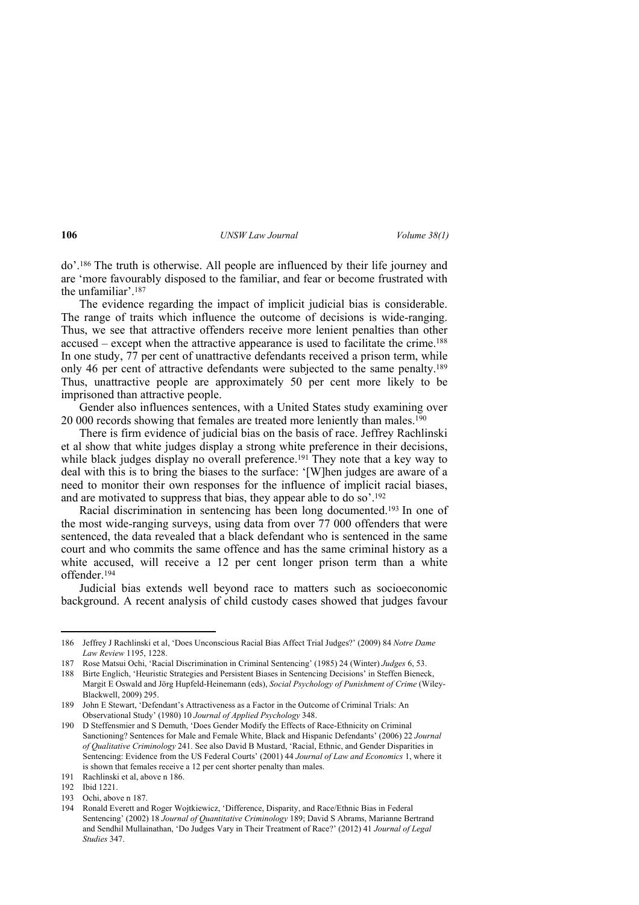do'.[186] The truth is otherwise. All people are influenced by their life journey and are 'more favourably disposed to the familiar, and fear or become frustrated with the unfamiliar'.[187]

The evidence regarding the impact of implicit judicial bias is considerable. The range of traits which influence the outcome of decisions is wide-ranging. Thus, we see that attractive offenders receive more lenient penalties than other accused – except when the attractive appearance is used to facilitate the crime.[188] In one study, 77 per cent of unattractive defendants received a prison term, while only 46 per cent of attractive defendants were subjected to the same penalty.[189] Thus, unattractive people are approximately 50 per cent more likely to be imprisoned than attractive people.

Gender also influences sentences, with a United States study examining over 20 000 records showing that females are treated more leniently than males.[190]

There is firm evidence of judicial bias on the basis of race. Jeffrey Rachlinski et al show that white judges display a strong white preference in their decisions, while black judges display no overall preference.[191] They note that a key way to deal with this is to bring the biases to the surface: '[W]hen judges are aware of a need to monitor their own responses for the influence of implicit racial biases, and are motivated to suppress that bias, they appear able to do so'.[192]

Racial discrimination in sentencing has been long documented.[193] In one of the most wide-ranging surveys, using data from over 77 000 offenders that were sentenced, the data revealed that a black defendant who is sentenced in the same court and who commits the same offence and has the same criminal history as a white accused, will receive a 12 per cent longer prison term than a white offender.[194]

Judicial bias extends well beyond race to matters such as socioeconomic background. A recent analysis of child custody cases showed that judges favour

---

186 Jeffrey J Rachlinski et al, 'Does Unconscious Racial Bias Affect Trial Judges?' (2009) 84 *Notre Dame Law Review* 1195, 1228.

187 Rose Matsui Ochi, 'Racial Discrimination in Criminal Sentencing' (1985) 24 (Winter) *Judges* 6, 53.

188 Birte Englich, 'Heuristic Strategies and Persistent Biases in Sentencing Decisions' in Steffen Bieneck, Margit E Oswald and Jörg Hupfeld-Heinemann (eds), *Social Psychology of Punishment of Crime* (Wiley-Blackwell, 2009) 295.

189 John E Stewart, 'Defendant's Attractiveness as a Factor in the Outcome of Criminal Trials: An Observational Study' (1980) 10 *Journal of Applied Psychology* 348.

190 D Steffensmier and S Demuth, 'Does Gender Modify the Effects of Race-Ethnicity on Criminal Sanctioning? Sentences for Male and Female White, Black and Hispanic Defendants' (2006) 22 *Journal of Qualitative Criminology* 241. See also David B Mustard, 'Racial, Ethnic, and Gender Disparities in Sentencing: Evidence from the US Federal Courts' (2001) 44 *Journal of Law and Economics* 1, where it is shown that females receive a 12 per cent shorter penalty than males.

191 Rachlinski et al, above n 186.

192 Ibid 1221.

193 Ochi, above n 187.

194 Ronald Everett and Roger Wojtkiewicz, 'Difference, Disparity, and Race/Ethnic Bias in Federal Sentencing' (2002) 18 *Journal of Quantitative Criminology* 189; David S Abrams, Marianne Bertrand and Sendhil Mullainathan, 'Do Judges Vary in Their Treatment of Race?' (2012) 41 *Journal of Legal Studies* 347.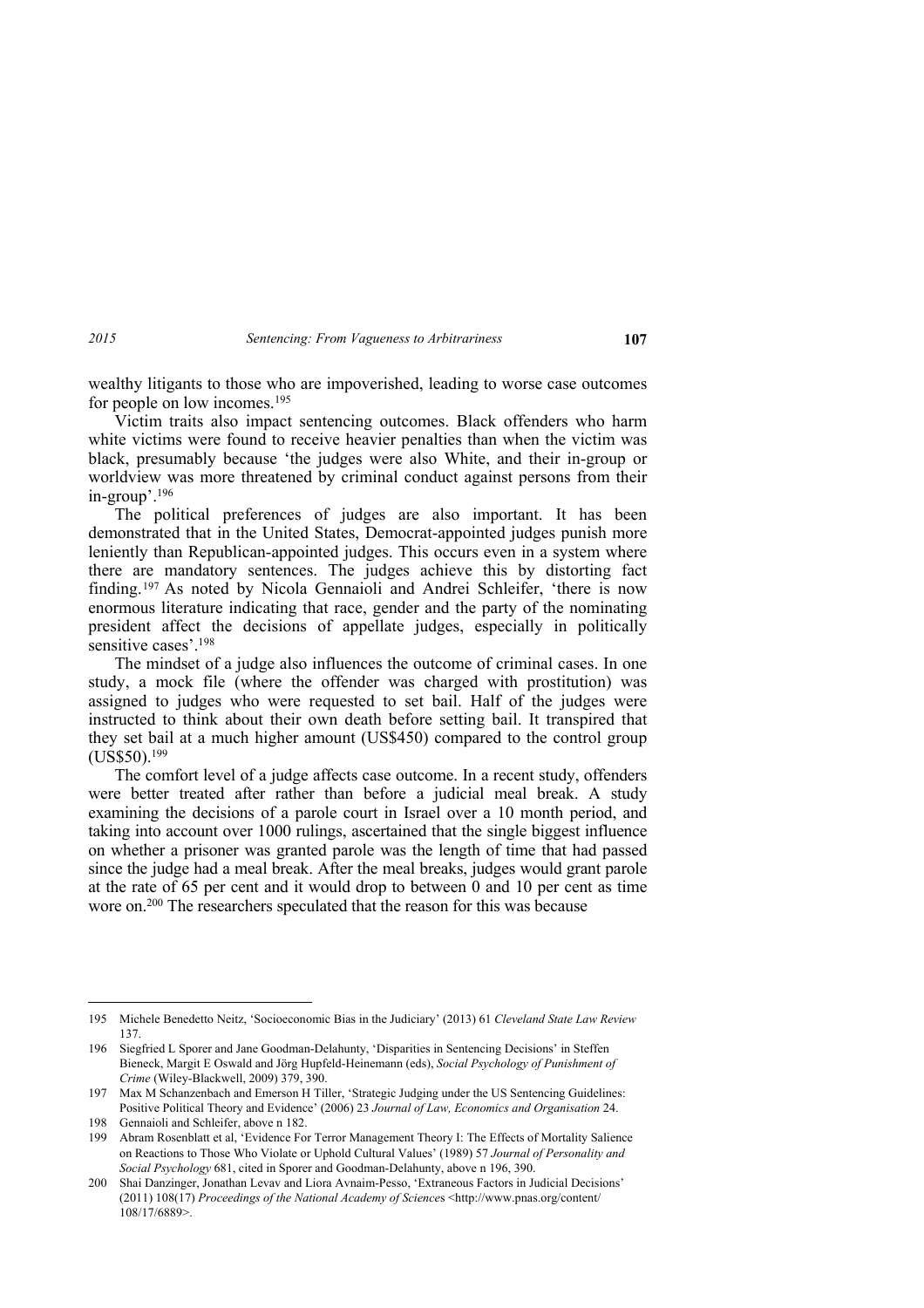wealthy litigants to those who are impoverished, leading to worse case outcomes for people on low incomes.[195]

Victim traits also impact sentencing outcomes. Black offenders who harm white victims were found to receive heavier penalties than when the victim was black, presumably because 'the judges were also White, and their in-group or worldview was more threatened by criminal conduct against persons from their in-group'.[196]

The political preferences of judges are also important. It has been demonstrated that in the United States, Democrat-appointed judges punish more leniently than Republican-appointed judges. This occurs even in a system where there are mandatory sentences. The judges achieve this by distorting fact finding.[197] As noted by Nicola Gennaioli and Andrei Schleifer, 'there is now enormous literature indicating that race, gender and the party of the nominating president affect the decisions of appellate judges, especially in politically sensitive cases'.[198]

The mindset of a judge also influences the outcome of criminal cases. In one study, a mock file (where the offender was charged with prostitution) was assigned to judges who were requested to set bail. Half of the judges were instructed to think about their own death before setting bail. It transpired that they set bail at a much higher amount (US$450) compared to the control group (US$50).[199]

The comfort level of a judge affects case outcome. In a recent study, offenders were better treated after rather than before a judicial meal break. A study examining the decisions of a parole court in Israel over a 10 month period, and taking into account over 1000 rulings, ascertained that the single biggest influence on whether a prisoner was granted parole was the length of time that had passed since the judge had a meal break. After the meal breaks, judges would grant parole at the rate of 65 per cent and it would drop to between 0 and 10 per cent as time wore on.[200] The researchers speculated that the reason for this was because

---

195 Michele Benedetto Neitz, 'Socioeconomic Bias in the Judiciary' (2013) 61 *Cleveland State Law Review* 137.

196 Siegfried L Sporer and Jane Goodman-Delahunty, 'Disparities in Sentencing Decisions' in Steffen Bieneck, Margit E Oswald and Jörg Hupfeld-Heinemann (eds), *Social Psychology of Punishment of Crime* (Wiley-Blackwell, 2009) 379, 390.

197 Max M Schanzenbach and Emerson H Tiller, 'Strategic Judging under the US Sentencing Guidelines: Positive Political Theory and Evidence' (2006) 23 *Journal of Law, Economics and Organisation* 24.

198 Gennaioli and Schleifer, above n 182.

199 Abram Rosenblatt et al, 'Evidence For Terror Management Theory I: The Effects of Mortality Salience on Reactions to Those Who Violate or Uphold Cultural Values' (1989) 57 *Journal of Personality and Social Psychology* 681, cited in Sporer and Goodman-Delahunty, above n 196, 390.

200 Shai Danzinger, Jonathan Levav and Liora Avnaim-Pesso, 'Extraneous Factors in Judicial Decisions' (2011) 108(17) *Proceedings of the National Academy of Sciences* <http://www.pnas.org/content/108/17/6889>.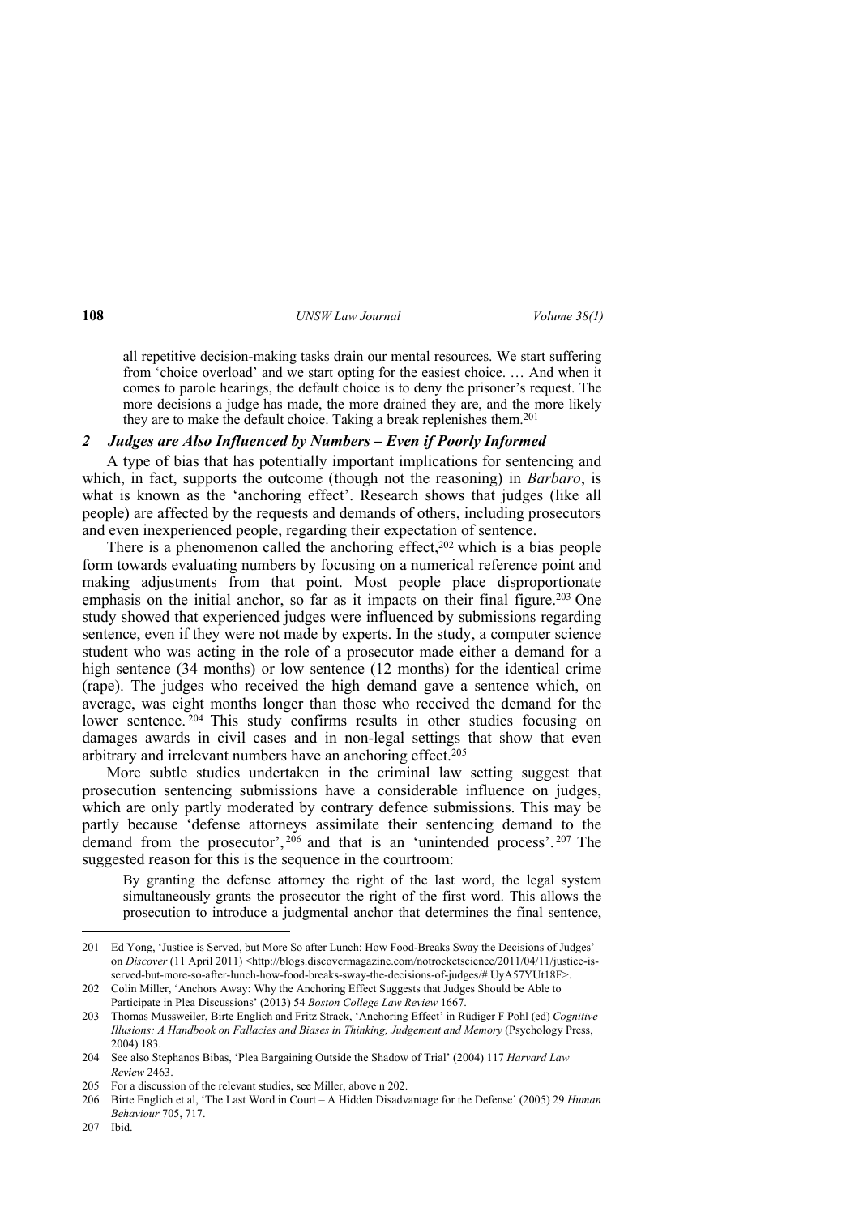all repetitive decision-making tasks drain our mental resources. We start suffering from 'choice overload' and we start opting for the easiest choice. … And when it comes to parole hearings, the default choice is to deny the prisoner's request. The more decisions a judge has made, the more drained they are, and the more likely they are to make the default choice. Taking a break replenishes them.[201]

### *2 Judges are Also Influenced by Numbers – Even if Poorly Informed*

A type of bias that has potentially important implications for sentencing and which, in fact, supports the outcome (though not the reasoning) in *Barbaro*, is what is known as the 'anchoring effect'. Research shows that judges (like all people) are affected by the requests and demands of others, including prosecutors and even inexperienced people, regarding their expectation of sentence.

There is a phenomenon called the anchoring effect,[202] which is a bias people form towards evaluating numbers by focusing on a numerical reference point and making adjustments from that point. Most people place disproportionate emphasis on the initial anchor, so far as it impacts on their final figure.[203] One study showed that experienced judges were influenced by submissions regarding sentence, even if they were not made by experts. In the study, a computer science student who was acting in the role of a prosecutor made either a demand for a high sentence (34 months) or low sentence (12 months) for the identical crime (rape). The judges who received the high demand gave a sentence which, on average, was eight months longer than those who received the demand for the lower sentence.[204] This study confirms results in other studies focusing on damages awards in civil cases and in non-legal settings that show that even arbitrary and irrelevant numbers have an anchoring effect.[205]

More subtle studies undertaken in the criminal law setting suggest that prosecution sentencing submissions have a considerable influence on judges, which are only partly moderated by contrary defence submissions. This may be partly because 'defense attorneys assimilate their sentencing demand to the demand from the prosecutor',[206] and that is an 'unintended process'.[207] The suggested reason for this is the sequence in the courtroom:

By granting the defense attorney the right of the last word, the legal system simultaneously grants the prosecutor the right of the first word. This allows the prosecution to introduce a judgmental anchor that determines the final sentence,

---

201 Ed Yong, 'Justice is Served, but More So after Lunch: How Food-Breaks Sway the Decisions of Judges' on *Discover* (11 April 2011) <http://blogs.discovermagazine.com/notrocketscience/2011/04/11/justice-is-served-but-more-so-after-lunch-how-food-breaks-sway-the-decisions-of-judges/#.UyA57YUt18F>.

202 Colin Miller, 'Anchors Away: Why the Anchoring Effect Suggests that Judges Should be Able to Participate in Plea Discussions' (2013) 54 *Boston College Law Review* 1667.

203 Thomas Mussweiler, Birte Englich and Fritz Strack, 'Anchoring Effect' in Rüdiger F Pohl (ed) *Cognitive Illusions: A Handbook on Fallacies and Biases in Thinking, Judgement and Memory* (Psychology Press, 2004) 183.

204 See also Stephanos Bibas, 'Plea Bargaining Outside the Shadow of Trial' (2004) 117 *Harvard Law Review* 2463.

205 For a discussion of the relevant studies, see Miller, above n 202.

206 Birte Englich et al, 'The Last Word in Court – A Hidden Disadvantage for the Defense' (2005) 29 *Human Behaviour* 705, 717.

207 Ibid.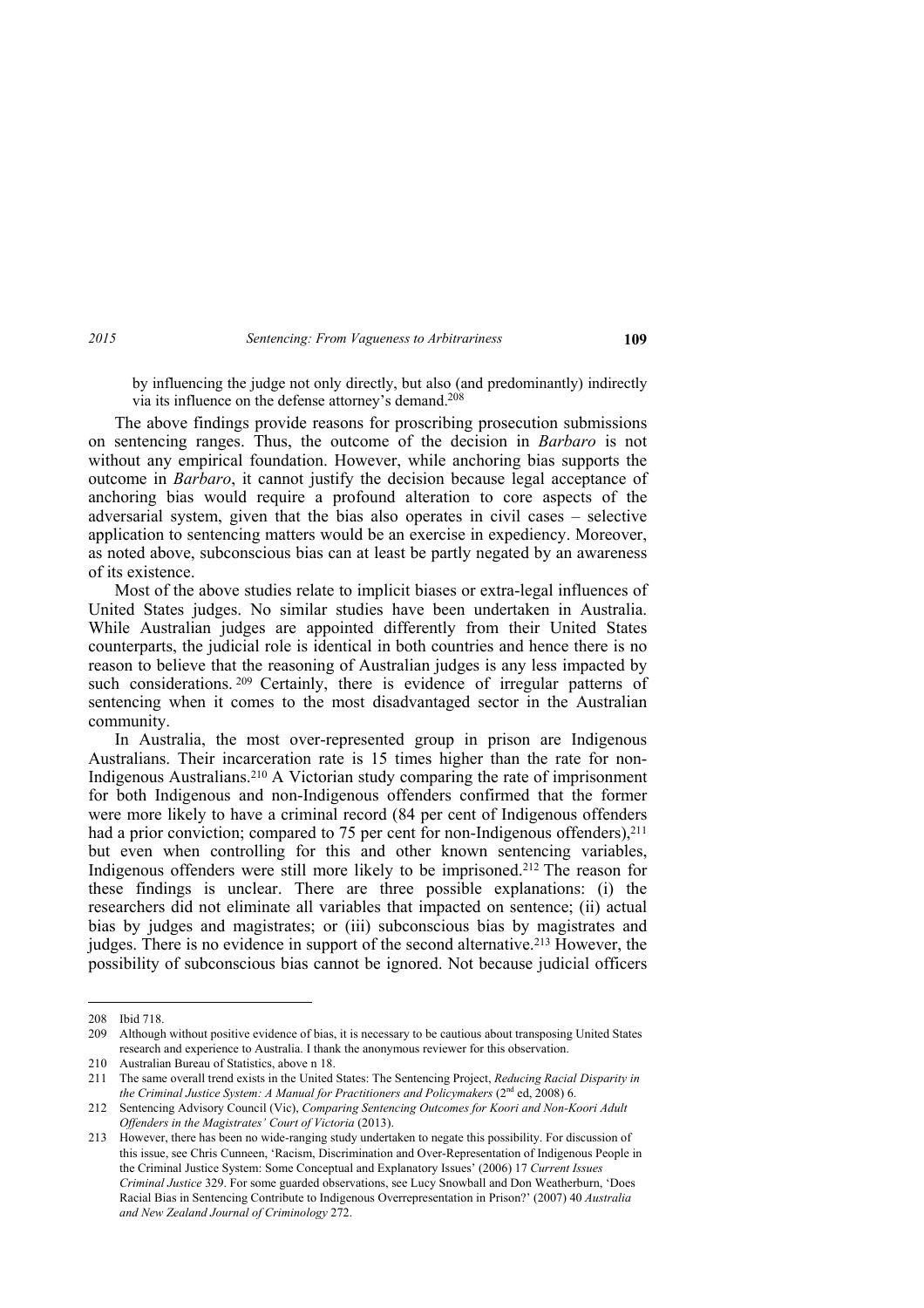by influencing the judge not only directly, but also (and predominantly) indirectly via its influence on the defense attorney's demand.[208]

The above findings provide reasons for proscribing prosecution submissions on sentencing ranges. Thus, the outcome of the decision in *Barbaro* is not without any empirical foundation. However, while anchoring bias supports the outcome in *Barbaro*, it cannot justify the decision because legal acceptance of anchoring bias would require a profound alteration to core aspects of the adversarial system, given that the bias also operates in civil cases – selective application to sentencing matters would be an exercise in expediency. Moreover, as noted above, subconscious bias can at least be partly negated by an awareness of its existence.

Most of the above studies relate to implicit biases or extra-legal influences of United States judges. No similar studies have been undertaken in Australia. While Australian judges are appointed differently from their United States counterparts, the judicial role is identical in both countries and hence there is no reason to believe that the reasoning of Australian judges is any less impacted by such considerations.[209] Certainly, there is evidence of irregular patterns of sentencing when it comes to the most disadvantaged sector in the Australian community.

In Australia, the most over-represented group in prison are Indigenous Australians. Their incarceration rate is 15 times higher than the rate for non-Indigenous Australians.[210] A Victorian study comparing the rate of imprisonment for both Indigenous and non-Indigenous offenders confirmed that the former were more likely to have a criminal record (84 per cent of Indigenous offenders had a prior conviction; compared to 75 per cent for non-Indigenous offenders),[211] but even when controlling for this and other known sentencing variables, Indigenous offenders were still more likely to be imprisoned.[212] The reason for these findings is unclear. There are three possible explanations: (i) the researchers did not eliminate all variables that impacted on sentence; (ii) actual bias by judges and magistrates; or (iii) subconscious bias by magistrates and judges. There is no evidence in support of the second alternative.[213] However, the possibility of subconscious bias cannot be ignored. Not because judicial officers

---

208 Ibid 718.

209 Although without positive evidence of bias, it is necessary to be cautious about transposing United States research and experience to Australia. I thank the anonymous reviewer for this observation.

210 Australian Bureau of Statistics, above n 18.

211 The same overall trend exists in the United States: The Sentencing Project, *Reducing Racial Disparity in the Criminal Justice System: A Manual for Practitioners and Policymakers* (2nd ed, 2008) 6.

212 Sentencing Advisory Council (Vic), *Comparing Sentencing Outcomes for Koori and Non-Koori Adult Offenders in the Magistrates' Court of Victoria* (2013).

213 However, there has been no wide-ranging study undertaken to negate this possibility. For discussion of this issue, see Chris Cunneen, 'Racism, Discrimination and Over-Representation of Indigenous People in the Criminal Justice System: Some Conceptual and Explanatory Issues' (2006) 17 *Current Issues Criminal Justice* 329. For some guarded observations, see Lucy Snowball and Don Weatherburn, 'Does Racial Bias in Sentencing Contribute to Indigenous Overrepresentation in Prison?' (2007) 40 *Australia and New Zealand Journal of Criminology* 272.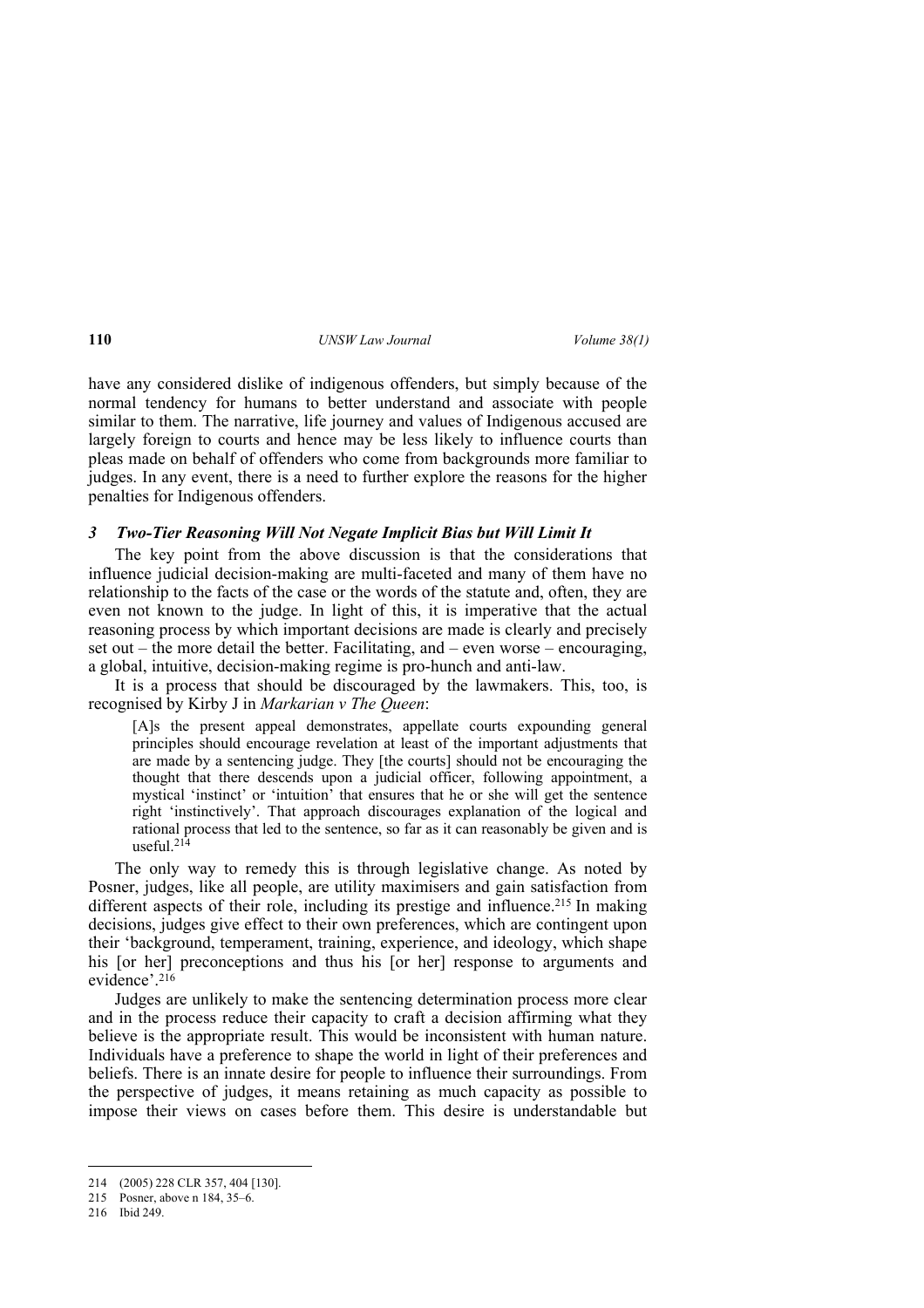have any considered dislike of indigenous offenders, but simply because of the normal tendency for humans to better understand and associate with people similar to them. The narrative, life journey and values of Indigenous accused are largely foreign to courts and hence may be less likely to influence courts than pleas made on behalf of offenders who come from backgrounds more familiar to judges. In any event, there is a need to further explore the reasons for the higher penalties for Indigenous offenders.

### *3 Two-Tier Reasoning Will Not Negate Implicit Bias but Will Limit It*

The key point from the above discussion is that the considerations that influence judicial decision-making are multi-faceted and many of them have no relationship to the facts of the case or the words of the statute and, often, they are even not known to the judge. In light of this, it is imperative that the actual reasoning process by which important decisions are made is clearly and precisely set out – the more detail the better. Facilitating, and – even worse – encouraging, a global, intuitive, decision-making regime is pro-hunch and anti-law.

It is a process that should be discouraged by the lawmakers. This, too, is recognised by Kirby J in *Markarian v The Queen*:

> [A]s the present appeal demonstrates, appellate courts expounding general principles should encourage revelation at least of the important adjustments that are made by a sentencing judge. They [the courts] should not be encouraging the thought that there descends upon a judicial officer, following appointment, a mystical 'instinct' or 'intuition' that ensures that he or she will get the sentence right 'instinctively'. That approach discourages explanation of the logical and rational process that led to the sentence, so far as it can reasonably be given and is useful.[214]

The only way to remedy this is through legislative change. As noted by Posner, judges, like all people, are utility maximisers and gain satisfaction from different aspects of their role, including its prestige and influence.[215] In making decisions, judges give effect to their own preferences, which are contingent upon their 'background, temperament, training, experience, and ideology, which shape his [or her] preconceptions and thus his [or her] response to arguments and evidence'.[216]

Judges are unlikely to make the sentencing determination process more clear and in the process reduce their capacity to craft a decision affirming what they believe is the appropriate result. This would be inconsistent with human nature. Individuals have a preference to shape the world in light of their preferences and beliefs. There is an innate desire for people to influence their surroundings. From the perspective of judges, it means retaining as much capacity as possible to impose their views on cases before them. This desire is understandable but

---

214 (2005) 228 CLR 357, 404 [130].

215 Posner, above n 184, 35–6.

216 Ibid 249.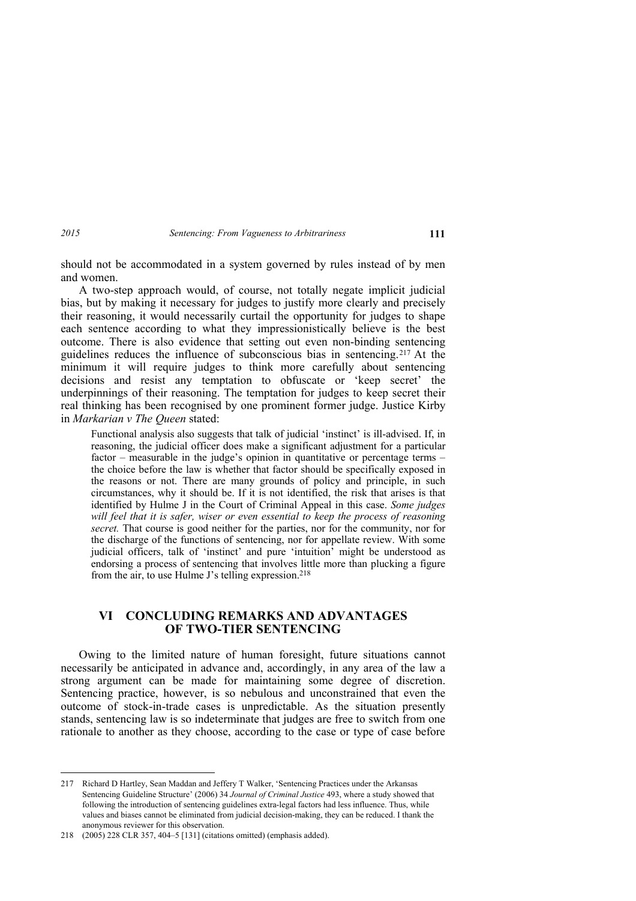should not be accommodated in a system governed by rules instead of by men and women.

A two-step approach would, of course, not totally negate implicit judicial bias, but by making it necessary for judges to justify more clearly and precisely their reasoning, it would necessarily curtail the opportunity for judges to shape each sentence according to what they impressionistically believe is the best outcome. There is also evidence that setting out even non-binding sentencing guidelines reduces the influence of subconscious bias in sentencing.[217] At the minimum it will require judges to think more carefully about sentencing decisions and resist any temptation to obfuscate or 'keep secret' the underpinnings of their reasoning. The temptation for judges to keep secret their real thinking has been recognised by one prominent former judge. Justice Kirby in *Markarian v The Queen* stated:

> Functional analysis also suggests that talk of judicial 'instinct' is ill-advised. If, in reasoning, the judicial officer does make a significant adjustment for a particular factor – measurable in the judge's opinion in quantitative or percentage terms – the choice before the law is whether that factor should be specifically exposed in the reasons or not. There are many grounds of policy and principle, in such circumstances, why it should be. If it is not identified, the risk that arises is that identified by Hulme J in the Court of Criminal Appeal in this case. *Some judges will feel that it is safer, wiser or even essential to keep the process of reasoning secret.* That course is good neither for the parties, nor for the community, nor for the discharge of the functions of sentencing, nor for appellate review. With some judicial officers, talk of 'instinct' and pure 'intuition' might be understood as endorsing a process of sentencing that involves little more than plucking a figure from the air, to use Hulme J's telling expression.[218]

## VI CONCLUDING REMARKS AND ADVANTAGES OF TWO-TIER SENTENCING

Owing to the limited nature of human foresight, future situations cannot necessarily be anticipated in advance and, accordingly, in any area of the law a strong argument can be made for maintaining some degree of discretion. Sentencing practice, however, is so nebulous and unconstrained that even the outcome of stock-in-trade cases is unpredictable. As the situation presently stands, sentencing law is so indeterminate that judges are free to switch from one rationale to another as they choose, according to the case or type of case before

---

217 Richard D Hartley, Sean Maddan and Jeffery T Walker, 'Sentencing Practices under the Arkansas Sentencing Guideline Structure' (2006) 34 *Journal of Criminal Justice* 493, where a study showed that following the introduction of sentencing guidelines extra-legal factors had less influence. Thus, while values and biases cannot be eliminated from judicial decision-making, they can be reduced. I thank the anonymous reviewer for this observation.

218 (2005) 228 CLR 357, 404–5 [131] (citations omitted) (emphasis added).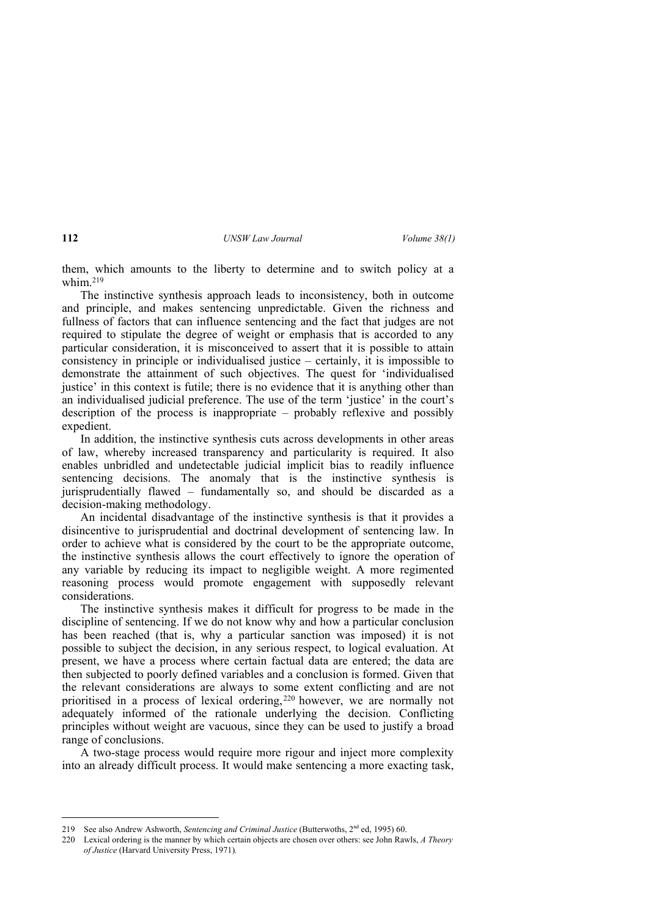them, which amounts to the liberty to determine and to switch policy at a whim.[219]

The instinctive synthesis approach leads to inconsistency, both in outcome and principle, and makes sentencing unpredictable. Given the richness and fullness of factors that can influence sentencing and the fact that judges are not required to stipulate the degree of weight or emphasis that is accorded to any particular consideration, it is misconceived to assert that it is possible to attain consistency in principle or individualised justice – certainly, it is impossible to demonstrate the attainment of such objectives. The quest for 'individualised justice' in this context is futile; there is no evidence that it is anything other than an individualised judicial preference. The use of the term 'justice' in the court's description of the process is inappropriate – probably reflexive and possibly expedient.

In addition, the instinctive synthesis cuts across developments in other areas of law, whereby increased transparency and particularity is required. It also enables unbridled and undetectable judicial implicit bias to readily influence sentencing decisions. The anomaly that is the instinctive synthesis is jurisprudentially flawed – fundamentally so, and should be discarded as a decision-making methodology.

An incidental disadvantage of the instinctive synthesis is that it provides a disincentive to jurisprudential and doctrinal development of sentencing law. In order to achieve what is considered by the court to be the appropriate outcome, the instinctive synthesis allows the court effectively to ignore the operation of any variable by reducing its impact to negligible weight. A more regimented reasoning process would promote engagement with supposedly relevant considerations.

The instinctive synthesis makes it difficult for progress to be made in the discipline of sentencing. If we do not know why and how a particular conclusion has been reached (that is, why a particular sanction was imposed) it is not possible to subject the decision, in any serious respect, to logical evaluation. At present, we have a process where certain factual data are entered; the data are then subjected to poorly defined variables and a conclusion is formed. Given that the relevant considerations are always to some extent conflicting and are not prioritised in a process of lexical ordering,[220] however, we are normally not adequately informed of the rationale underlying the decision. Conflicting principles without weight are vacuous, since they can be used to justify a broad range of conclusions.

A two-stage process would require more rigour and inject more complexity into an already difficult process. It would make sentencing a more exacting task,

---

219 See also Andrew Ashworth, *Sentencing and Criminal Justice* (Butterworths, 2nd ed, 1995) 60.

220 Lexical ordering is the manner by which certain objects are chosen over others: see John Rawls, *A Theory of Justice* (Harvard University Press, 1971).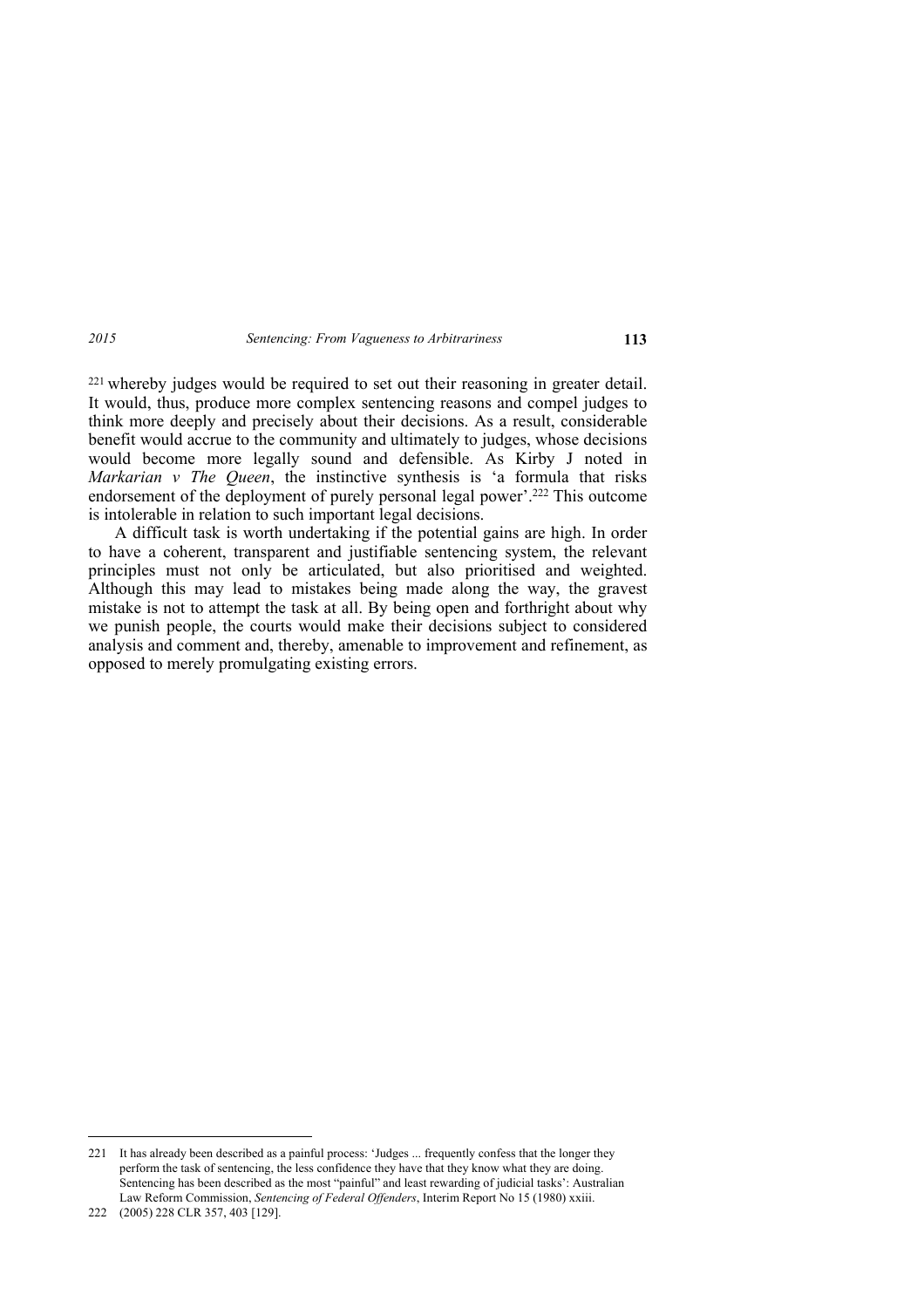[221] whereby judges would be required to set out their reasoning in greater detail. It would, thus, produce more complex sentencing reasons and compel judges to think more deeply and precisely about their decisions. As a result, considerable benefit would accrue to the community and ultimately to judges, whose decisions would become more legally sound and defensible. As Kirby J noted in *Markarian v The Queen*, the instinctive synthesis is 'a formula that risks endorsement of the deployment of purely personal legal power'.[222] This outcome is intolerable in relation to such important legal decisions.

A difficult task is worth undertaking if the potential gains are high. In order to have a coherent, transparent and justifiable sentencing system, the relevant principles must not only be articulated, but also prioritised and weighted. Although this may lead to mistakes being made along the way, the gravest mistake is not to attempt the task at all. By being open and forthright about why we punish people, the courts would make their decisions subject to considered analysis and comment and, thereby, amenable to improvement and refinement, as opposed to merely promulgating existing errors.

---

221 It has already been described as a painful process: 'Judges ... frequently confess that the longer they perform the task of sentencing, the less confidence they have that they know what they are doing. Sentencing has been described as the most "painful" and least rewarding of judicial tasks': Australian Law Reform Commission, *Sentencing of Federal Offenders*, Interim Report No 15 (1980) xxiii.

222 (2005) 228 CLR 357, 403 [129].